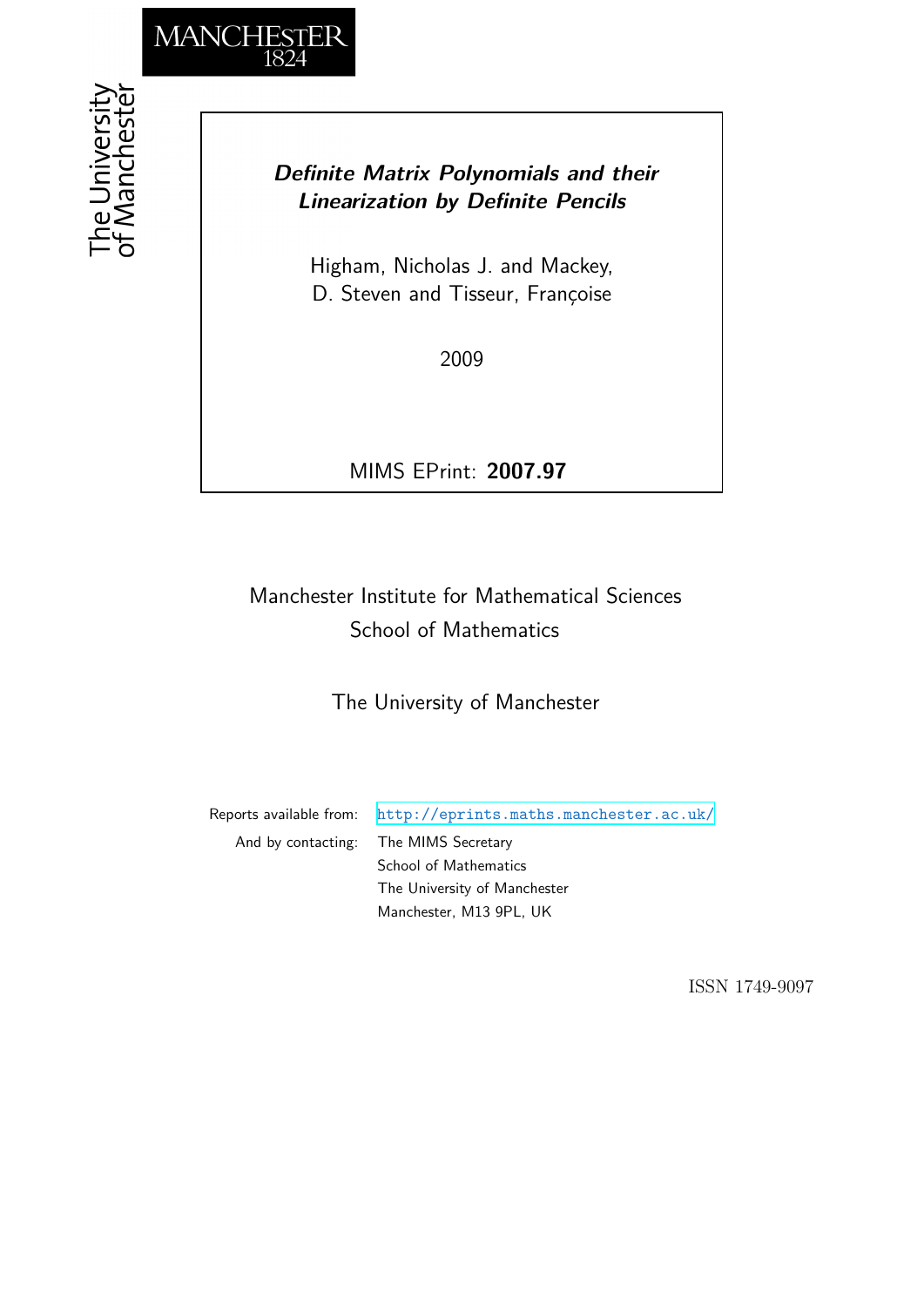MANCHESTER 1824

The University of Manchester

***Definite Matrix Polynomials and their Linearization by Definite Pencils***

Higham, Nicholas J. and Mackey, D. Steven and Tisseur, Françoise

2009

MIMS EPrint: **2007.97**

Manchester Institute for Mathematical Sciences
School of Mathematics

The University of Manchester

Reports available from: http://eprints.maths.manchester.ac.uk/
And by contacting: The MIMS Secretary
School of Mathematics
The University of Manchester
Manchester, M13 9PL, UK

ISSN 1749-9097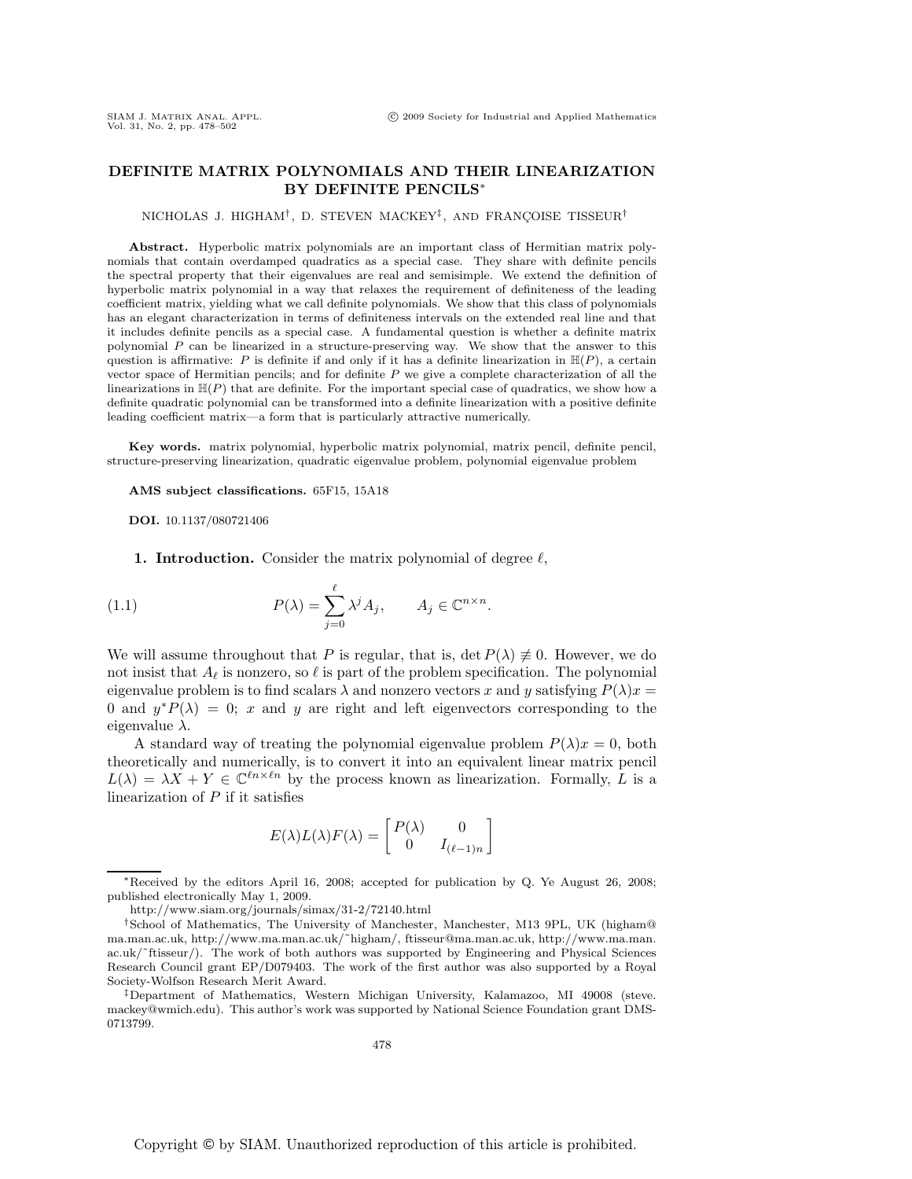# DEFINITE MATRIX POLYNOMIALS AND THEIR LINEARIZATION BY DEFINITE PENCILS*

NICHOLAS J. HIGHAM†, D. STEVEN MACKEY‡, AND FRANÇOISE TISSEUR†

**Abstract.** Hyperbolic matrix polynomials are an important class of Hermitian matrix polynomials that contain overdamped quadratics as a special case. They share with definite pencils the spectral property that their eigenvalues are real and semisimple. We extend the definition of hyperbolic matrix polynomial in a way that relaxes the requirement of definiteness of the leading coefficient matrix, yielding what we call definite polynomials. We show that this class of polynomials has an elegant characterization in terms of definiteness intervals on the extended real line and that it includes definite pencils as a special case. A fundamental question is whether a definite matrix polynomial $P$ can be linearized in a structure-preserving way. We show that the answer to this question is affirmative: $P$ is definite if and only if it has a definite linearization in $\mathbb{H}(P)$, a certain vector space of Hermitian pencils; and for definite $P$ we give a complete characterization of all the linearizations in $\mathbb{H}(P)$ that are definite. For the important special case of quadratics, we show how a definite quadratic polynomial can be transformed into a definite linearization with a positive definite leading coefficient matrix—a form that is particularly attractive numerically.

**Key words.** matrix polynomial, hyperbolic matrix polynomial, matrix pencil, definite pencil, structure-preserving linearization, quadratic eigenvalue problem, polynomial eigenvalue problem

**AMS subject classifications.** 65F15, 15A18

**DOI.** 10.1137/080721406

## 1. Introduction.

Consider the matrix polynomial of degree $\ell$,

$$P(\lambda) = \sum_{j=0}^{\ell} \lambda^j A_j, \qquad A_j \in \mathbb{C}^{n\times n}. \tag{1.1}$$

We will assume throughout that $P$ is regular, that is, $\det P(\lambda) \not\equiv 0$. However, we do not insist that $A_\ell$ is nonzero, so $\ell$ is part of the problem specification. The polynomial eigenvalue problem is to find scalars $\lambda$ and nonzero vectors $x$ and $y$ satisfying $P(\lambda)x = 0$ and $y^*P(\lambda) = 0$; $x$ and $y$ are right and left eigenvectors corresponding to the eigenvalue $\lambda$.

A standard way of treating the polynomial eigenvalue problem $P(\lambda)x = 0$, both theoretically and numerically, is to convert it into an equivalent linear matrix pencil $L(\lambda) = \lambda X + Y \in \mathbb{C}^{\ell n\times \ell n}$ by the process known as linearization. Formally, $L$ is a linearization of $P$ if it satisfies

$$E(\lambda)L(\lambda)F(\lambda) = \begin{bmatrix} P(\lambda) & 0 \\ 0 & I_{(\ell-1)n} \end{bmatrix}$$

---

*Received by the editors April 16, 2008; accepted for publication by Q. Ye August 26, 2008; published electronically May 1, 2009.

http://www.siam.org/journals/simax/31-2/72140.html

†School of Mathematics, The University of Manchester, Manchester, M13 9PL, UK (higham@ma.man.ac.uk, http://www.ma.man.ac.uk/~higham/, ftisseur@ma.man.ac.uk, http://www.ma.man.ac.uk/~ftisseur/). The work of both authors was supported by Engineering and Physical Sciences Research Council grant EP/D079403. The work of the first author was also supported by a Royal Society-Wolfson Research Merit Award.

‡Department of Mathematics, Western Michigan University, Kalamazoo, MI 49008 (steve.mackey@wmich.edu). This author's work was supported by National Science Foundation grant DMS-0713799.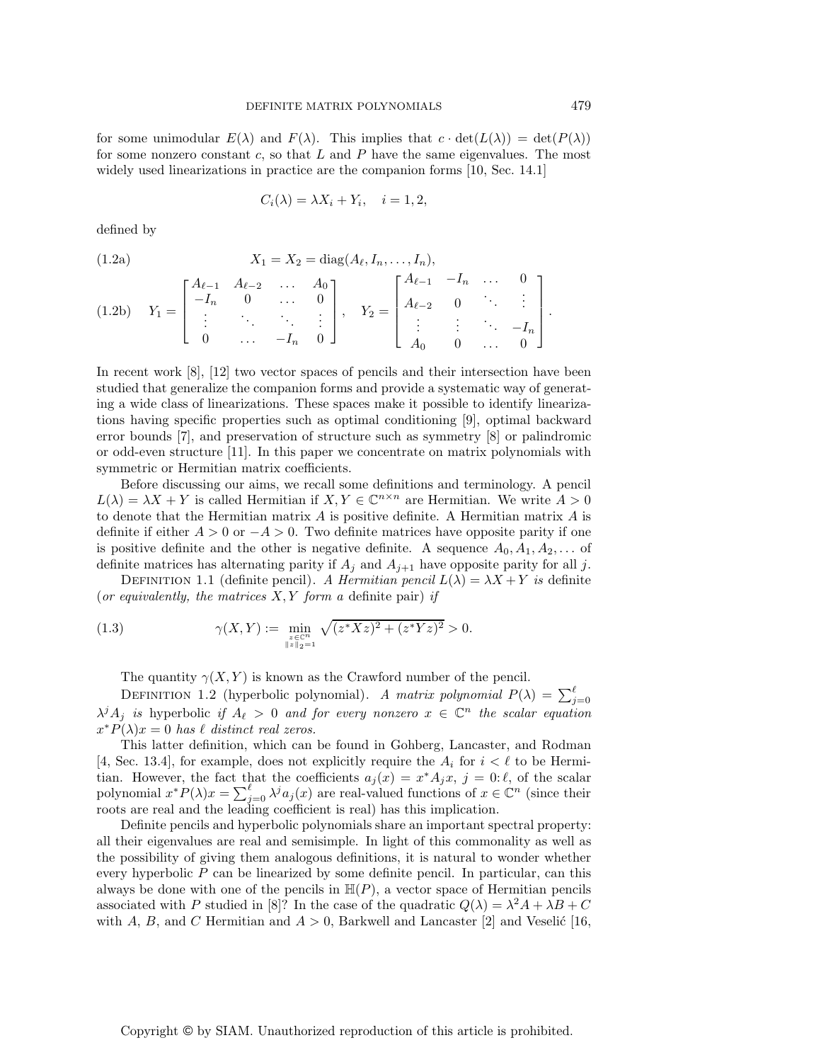for some unimodular $E(\lambda)$ and $F(\lambda)$. This implies that $c \cdot \det(L(\lambda)) = \det(P(\lambda))$ for some nonzero constant $c$, so that $L$ and $P$ have the same eigenvalues. The most widely used linearizations in practice are the companion forms [10, Sec. 14.1]

$$C_i(\lambda) = \lambda X_i + Y_i, \quad i = 1, 2,$$

defined by

$$X_1 = X_2 = \operatorname{diag}(A_\ell, I_n, \dots, I_n), \tag{1.2a}$$

$$Y_1 = \begin{bmatrix} A_{\ell-1} & A_{\ell-2} & \dots & A_0 \\ -I_n & 0 & \dots & 0 \\ \vdots & \ddots & \ddots & \vdots \\ 0 & \dots & -I_n & 0 \end{bmatrix}, \quad Y_2 = \begin{bmatrix} A_{\ell-1} & -I_n & \dots & 0 \\ A_{\ell-2} & 0 & \ddots & \vdots \\ \vdots & \vdots & \ddots & -I_n \\ A_0 & 0 & \dots & 0 \end{bmatrix}. \tag{1.2b}$$

In recent work [8], [12] two vector spaces of pencils and their intersection have been studied that generalize the companion forms and provide a systematic way of generating a wide class of linearizations. These spaces make it possible to identify linearizations having specific properties such as optimal conditioning [9], optimal backward error bounds [7], and preservation of structure such as symmetry [8] or palindromic or odd-even structure [11]. In this paper we concentrate on matrix polynomials with symmetric or Hermitian matrix coefficients.

Before discussing our aims, we recall some definitions and terminology. A pencil $L(\lambda) = \lambda X + Y$ is called Hermitian if $X, Y \in \mathbb{C}^{n \times n}$ are Hermitian. We write $A > 0$ to denote that the Hermitian matrix $A$ is positive definite. A Hermitian matrix $A$ is definite if either $A > 0$ or $-A > 0$. Two definite matrices have opposite parity if one is positive definite and the other is negative definite. A sequence $A_0, A_1, A_2, \dots$ of definite matrices has alternating parity if $A_j$ and $A_{j+1}$ have opposite parity for all $j$.

Definition 1.1 (definite pencil). *A Hermitian pencil $L(\lambda) = \lambda X + Y$ is* definite (*or equivalently, the matrices $X, Y$ form a* definite pair) *if*

$$\gamma(X, Y) := \min_{\substack{z \in \mathbb{C}^n \\ \|z\|_2 = 1}} \sqrt{(z^*Xz)^2 + (z^*Yz)^2} > 0. \tag{1.3}$$

The quantity $\gamma(X, Y)$ is known as the Crawford number of the pencil.

Definition 1.2 (hyperbolic polynomial). *A matrix polynomial $P(\lambda) = \sum_{j=0}^{\ell} \lambda^j A_j$ is* hyperbolic *if $A_\ell > 0$ and for every nonzero $x \in \mathbb{C}^n$ the scalar equation $x^*P(\lambda)x = 0$ has $\ell$ distinct real zeros.*

This latter definition, which can be found in Gohberg, Lancaster, and Rodman [4, Sec. 13.4], for example, does not explicitly require the $A_i$ for $i < \ell$ to be Hermitian. However, the fact that the coefficients $a_j(x) = x^*A_jx$, $j = 0{:}\,\ell$, of the scalar polynomial $x^*P(\lambda)x = \sum_{j=0}^{\ell} \lambda^j a_j(x)$ are real-valued functions of $x \in \mathbb{C}^n$ (since their roots are real and the leading coefficient is real) has this implication.

Definite pencils and hyperbolic polynomials share an important spectral property: all their eigenvalues are real and semisimple. In light of this commonality as well as the possibility of giving them analogous definitions, it is natural to wonder whether every hyperbolic $P$ can be linearized by some definite pencil. In particular, can this always be done with one of the pencils in $\mathbb{H}(P)$, a vector space of Hermitian pencils associated with $P$ studied in [8]? In the case of the quadratic $Q(\lambda) = \lambda^2 A + \lambda B + C$ with $A$, $B$, and $C$ Hermitian and $A > 0$, Barkwell and Lancaster [2] and Veselić [16,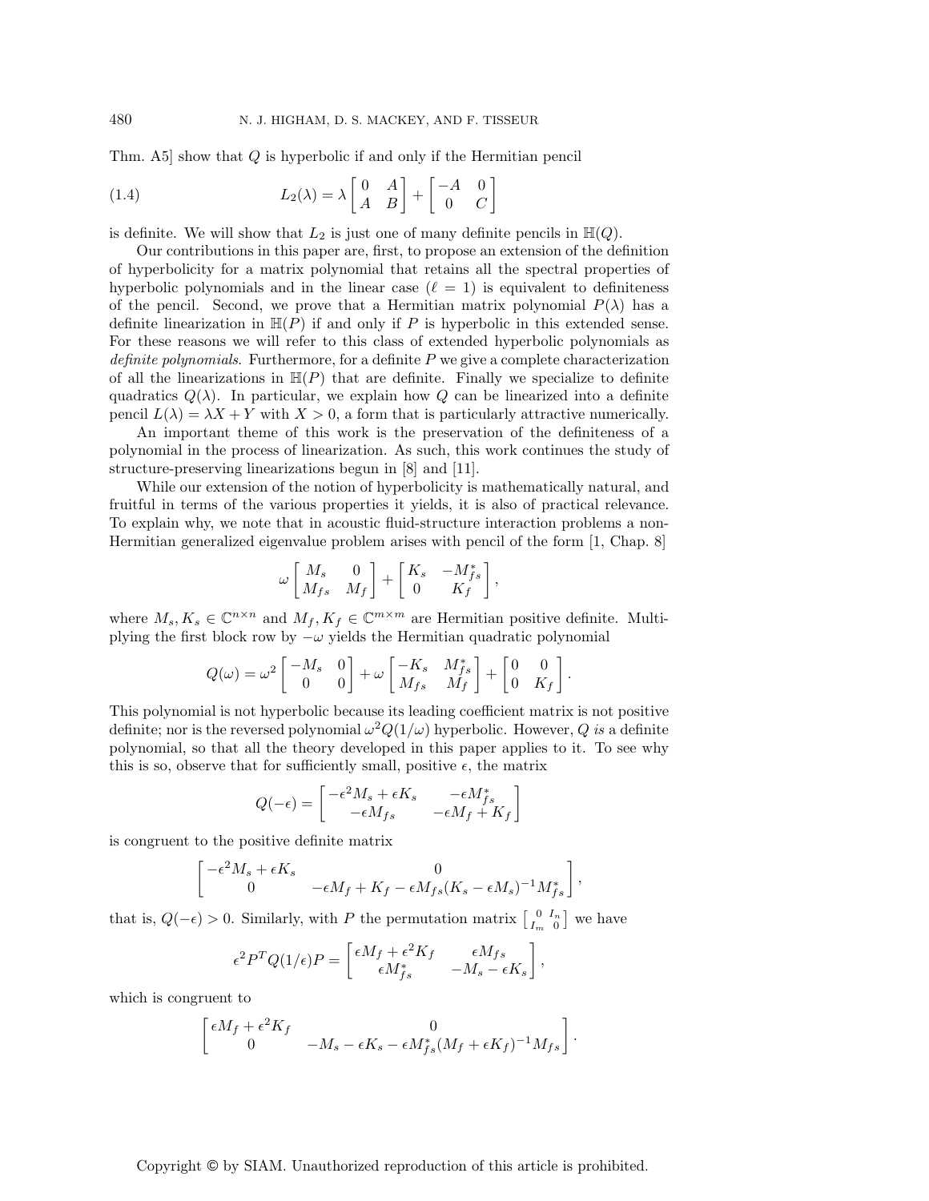Thm. A5] show that $Q$ is hyperbolic if and only if the Hermitian pencil

$$L_2(\lambda) = \lambda \begin{bmatrix} 0 & A \\ A & B \end{bmatrix} + \begin{bmatrix} -A & 0 \\ 0 & C \end{bmatrix} \tag{1.4}$$

is definite. We will show that $L_2$ is just one of many definite pencils in $\mathbb{H}(Q)$.

Our contributions in this paper are, first, to propose an extension of the definition of hyperbolicity for a matrix polynomial that retains all the spectral properties of hyperbolic polynomials and in the linear case ($\ell = 1$) is equivalent to definiteness of the pencil. Second, we prove that a Hermitian matrix polynomial $P(\lambda)$ has a definite linearization in $\mathbb{H}(P)$ if and only if $P$ is hyperbolic in this extended sense. For these reasons we will refer to this class of extended hyperbolic polynomials as *definite polynomials*. Furthermore, for a definite $P$ we give a complete characterization of all the linearizations in $\mathbb{H}(P)$ that are definite. Finally we specialize to definite quadratics $Q(\lambda)$. In particular, we explain how $Q$ can be linearized into a definite pencil $L(\lambda) = \lambda X + Y$ with $X > 0$, a form that is particularly attractive numerically.

An important theme of this work is the preservation of the definiteness of a polynomial in the process of linearization. As such, this work continues the study of structure-preserving linearizations begun in [8] and [11].

While our extension of the notion of hyperbolicity is mathematically natural, and fruitful in terms of the various properties it yields, it is also of practical relevance. To explain why, we note that in acoustic fluid-structure interaction problems a non-Hermitian generalized eigenvalue problem arises with pencil of the form [1, Chap. 8]

$$\omega \begin{bmatrix} M_s & 0 \\ M_{fs} & M_f \end{bmatrix} + \begin{bmatrix} K_s & -M_{fs}^* \\ 0 & K_f \end{bmatrix},$$

where $M_s, K_s \in \mathbb{C}^{n\times n}$ and $M_f, K_f \in \mathbb{C}^{m\times m}$ are Hermitian positive definite. Multiplying the first block row by $-\omega$ yields the Hermitian quadratic polynomial

$$Q(\omega) = \omega^2 \begin{bmatrix} -M_s & 0 \\ 0 & 0 \end{bmatrix} + \omega \begin{bmatrix} -K_s & M_{fs}^* \\ M_{fs} & M_f \end{bmatrix} + \begin{bmatrix} 0 & 0 \\ 0 & K_f \end{bmatrix}.$$

This polynomial is not hyperbolic because its leading coefficient matrix is not positive definite; nor is the reversed polynomial $\omega^2 Q(1/\omega)$ hyperbolic. However, $Q$ *is* a definite polynomial, so that all the theory developed in this paper applies to it. To see why this is so, observe that for sufficiently small, positive $\epsilon$, the matrix

$$Q(-\epsilon) = \begin{bmatrix} -\epsilon^2 M_s + \epsilon K_s & -\epsilon M_{fs}^* \\ -\epsilon M_{fs} & -\epsilon M_f + K_f \end{bmatrix}$$

is congruent to the positive definite matrix

$$\begin{bmatrix} -\epsilon^2 M_s + \epsilon K_s & 0 \\ 0 & -\epsilon M_f + K_f - \epsilon M_{fs}(K_s - \epsilon M_s)^{-1} M_{fs}^* \end{bmatrix},$$

that is, $Q(-\epsilon) > 0$. Similarly, with $P$ the permutation matrix $\left[\begin{smallmatrix} 0 & I_n \\ I_m & 0 \end{smallmatrix}\right]$ we have

$$\epsilon^2 P^T Q(1/\epsilon) P = \begin{bmatrix} \epsilon M_f + \epsilon^2 K_f & \epsilon M_{fs} \\ \epsilon M_{fs}^* & -M_s - \epsilon K_s \end{bmatrix},$$

which is congruent to

$$\begin{bmatrix} \epsilon M_f + \epsilon^2 K_f & 0 \\ 0 & -M_s - \epsilon K_s - \epsilon M_{fs}^*(M_f + \epsilon K_f)^{-1} M_{fs} \end{bmatrix}.$$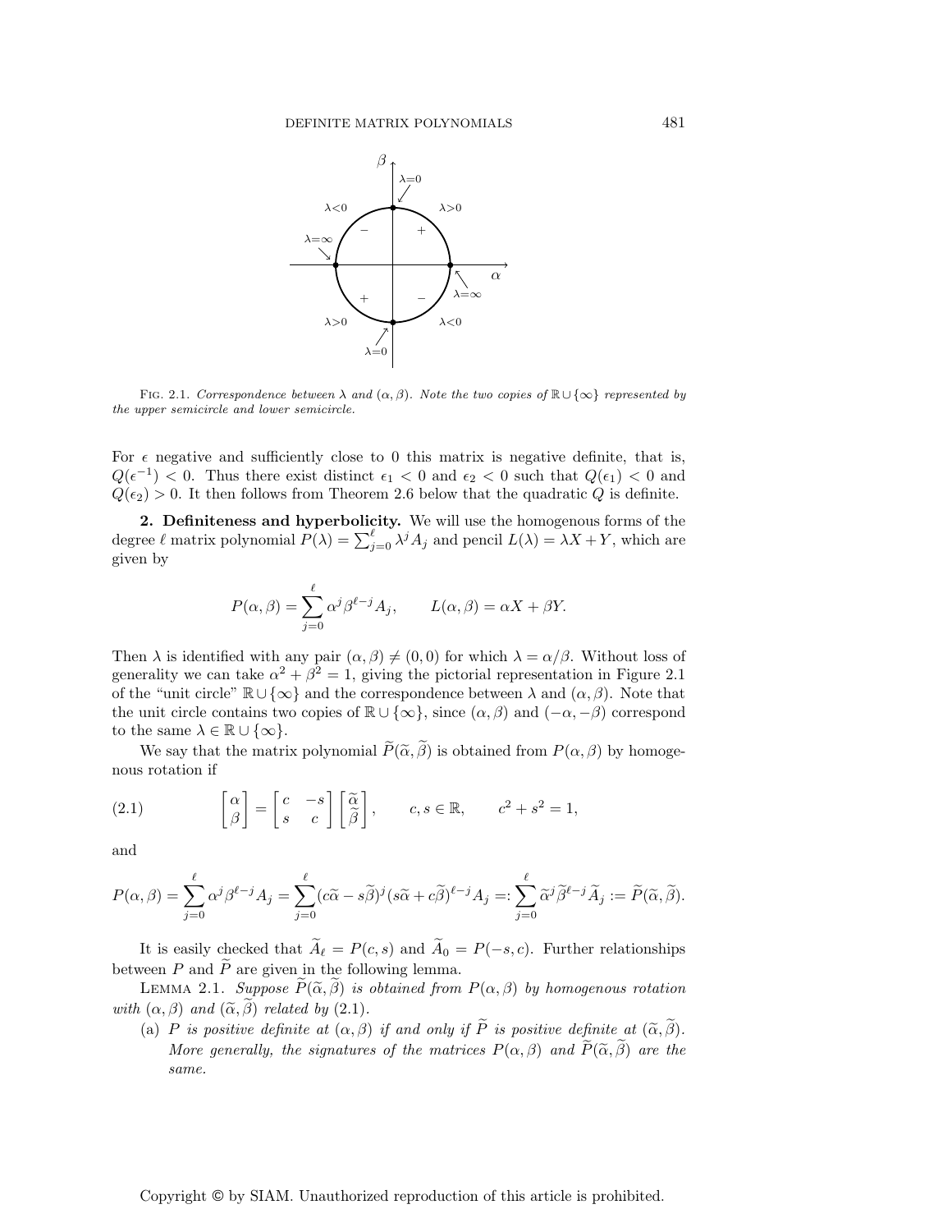Fig. 2.1. *Correspondence between $\lambda$ and $(\alpha, \beta)$. Note the two copies of $\mathbb{R} \cup \{\infty\}$ represented by the upper semicircle and lower semicircle.*

For $\epsilon$ negative and sufficiently close to 0 this matrix is negative definite, that is, $Q(\epsilon^{-1}) < 0$. Thus there exist distinct $\epsilon_1 < 0$ and $\epsilon_2 < 0$ such that $Q(\epsilon_1) < 0$ and $Q(\epsilon_2) > 0$. It then follows from Theorem 2.6 below that the quadratic $Q$ is definite.

## 2. Definiteness and hyperbolicity.

We will use the homogenous forms of the degree $\ell$ matrix polynomial $P(\lambda) = \sum_{j=0}^{\ell} \lambda^j A_j$ and pencil $L(\lambda) = \lambda X + Y$, which are given by

$$P(\alpha, \beta) = \sum_{j=0}^{\ell} \alpha^j \beta^{\ell-j} A_j, \qquad L(\alpha, \beta) = \alpha X + \beta Y.$$

Then $\lambda$ is identified with any pair $(\alpha, \beta) \neq (0, 0)$ for which $\lambda = \alpha/\beta$. Without loss of generality we can take $\alpha^2 + \beta^2 = 1$, giving the pictorial representation in Figure 2.1 of the "unit circle" $\mathbb{R} \cup \{\infty\}$ and the correspondence between $\lambda$ and $(\alpha, \beta)$. Note that the unit circle contains two copies of $\mathbb{R} \cup \{\infty\}$, since $(\alpha, \beta)$ and $(-\alpha, -\beta)$ correspond to the same $\lambda \in \mathbb{R} \cup \{\infty\}$.

We say that the matrix polynomial $\widetilde{P}(\widetilde{\alpha}, \widetilde{\beta})$ is obtained from $P(\alpha, \beta)$ by homogenous rotation if

$$\begin{bmatrix} \alpha \\ \beta \end{bmatrix} = \begin{bmatrix} c & -s \\ s & c \end{bmatrix} \begin{bmatrix} \widetilde{\alpha} \\ \widetilde{\beta} \end{bmatrix}, \qquad c, s \in \mathbb{R}, \qquad c^2 + s^2 = 1, \tag{2.1}$$

and

$$P(\alpha, \beta) = \sum_{j=0}^{\ell} \alpha^j \beta^{\ell-j} A_j = \sum_{j=0}^{\ell} (c\widetilde{\alpha} - s\widetilde{\beta})^j (s\widetilde{\alpha} + c\widetilde{\beta})^{\ell-j} A_j =: \sum_{j=0}^{\ell} \widetilde{\alpha}^j \widetilde{\beta}^{\ell-j} \widetilde{A}_j := \widetilde{P}(\widetilde{\alpha}, \widetilde{\beta}).$$

It is easily checked that $\widetilde{A}_\ell = P(c, s)$ and $\widetilde{A}_0 = P(-s, c)$. Further relationships between $P$ and $\widetilde{P}$ are given in the following lemma.

Lemma 2.1. *Suppose $\widetilde{P}(\widetilde{\alpha}, \widetilde{\beta})$ is obtained from $P(\alpha, \beta)$ by homogenous rotation with $(\alpha, \beta)$ and $(\widetilde{\alpha}, \widetilde{\beta})$ related by (2.1).*

- (a) *$P$ is positive definite at $(\alpha, \beta)$ if and only if $\widetilde{P}$ is positive definite at $(\widetilde{\alpha}, \widetilde{\beta})$. More generally, the signatures of the matrices $P(\alpha, \beta)$ and $\widetilde{P}(\widetilde{\alpha}, \widetilde{\beta})$ are the same.*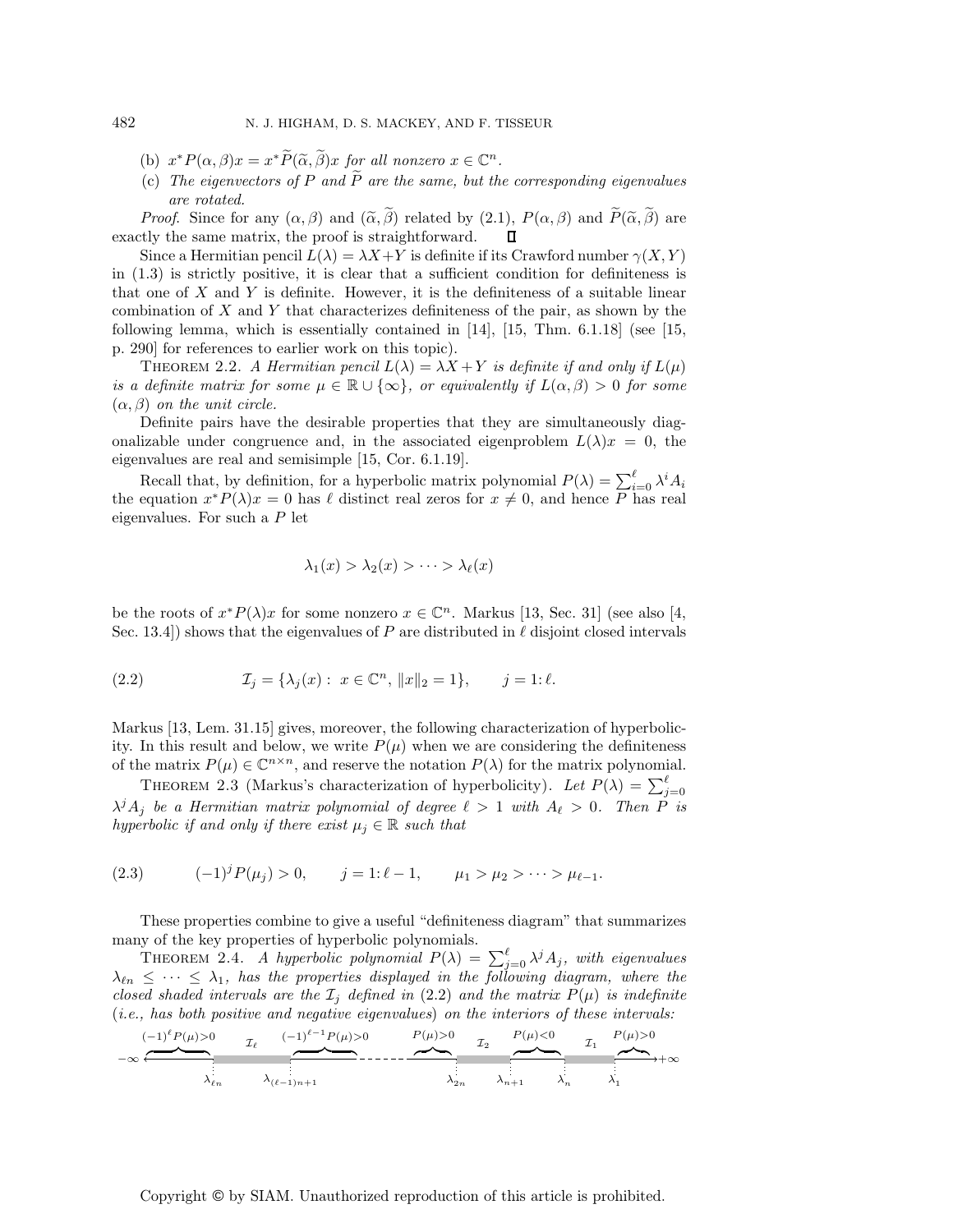(b) $x^*P(\alpha,\beta)x = x^*\widetilde{P}(\widetilde{\alpha},\widetilde{\beta})x$ *for all nonzero* $x \in \mathbb{C}^n$.

(c) *The eigenvectors of* $P$ *and* $\widetilde{P}$ *are the same, but the corresponding eigenvalues are rotated.*

*Proof*. Since for any $(\alpha,\beta)$ and $(\widetilde{\alpha},\widetilde{\beta})$ related by (2.1), $P(\alpha,\beta)$ and $\widetilde{P}(\widetilde{\alpha},\widetilde{\beta})$ are exactly the same matrix, the proof is straightforward. $\square$

Since a Hermitian pencil $L(\lambda) = \lambda X + Y$ is definite if its Crawford number $\gamma(X,Y)$ in (1.3) is strictly positive, it is clear that a sufficient condition for definiteness is that one of $X$ and $Y$ is definite. However, it is the definiteness of a suitable linear combination of $X$ and $Y$ that characterizes definiteness of the pair, as shown by the following lemma, which is essentially contained in [14], [15, Thm. 6.1.18] (see [15, p. 290] for references to earlier work on this topic).

THEOREM 2.2. *A Hermitian pencil* $L(\lambda) = \lambda X + Y$ *is definite if and only if* $L(\mu)$ *is a definite matrix for some* $\mu \in \mathbb{R} \cup \{\infty\}$*, or equivalently if* $L(\alpha,\beta) > 0$ *for some* $(\alpha,\beta)$ *on the unit circle.*

Definite pairs have the desirable properties that they are simultaneously diagonalizable under congruence and, in the associated eigenproblem $L(\lambda)x = 0$, the eigenvalues are real and semisimple [15, Cor. 6.1.19].

Recall that, by definition, for a hyperbolic matrix polynomial $P(\lambda) = \sum_{i=0}^{\ell} \lambda^i A_i$ the equation $x^*P(\lambda)x = 0$ has $\ell$ distinct real zeros for $x \neq 0$, and hence $P$ has real eigenvalues. For such a $P$ let

$$\lambda_1(x) > \lambda_2(x) > \cdots > \lambda_\ell(x)$$

be the roots of $x^*P(\lambda)x$ for some nonzero $x \in \mathbb{C}^n$. Markus [13, Sec. 31] (see also [4, Sec. 13.4]) shows that the eigenvalues of $P$ are distributed in $\ell$ disjoint closed intervals

$$\mathcal{I}_j = \{\lambda_j(x) :\ x \in \mathbb{C}^n,\ \|x\|_2 = 1\}, \qquad j = 1{:}\,\ell. \tag{2.2}$$

Markus [13, Lem. 31.15] gives, moreover, the following characterization of hyperbolicity. In this result and below, we write $P(\mu)$ when we are considering the definiteness of the matrix $P(\mu) \in \mathbb{C}^{n\times n}$, and reserve the notation $P(\lambda)$ for the matrix polynomial.

THEOREM 2.3 (Markus's characterization of hyperbolicity). *Let* $P(\lambda) = \sum_{j=0}^{\ell} \lambda^j A_j$ *be a Hermitian matrix polynomial of degree* $\ell > 1$ *with* $A_\ell > 0$. *Then* $P$ *is hyperbolic if and only if there exist* $\mu_j \in \mathbb{R}$ *such that*

$$(-1)^j P(\mu_j) > 0, \qquad j = 1{:}\,\ell-1, \qquad \mu_1 > \mu_2 > \cdots > \mu_{\ell-1}. \tag{2.3}$$

These properties combine to give a useful "definiteness diagram" that summarizes many of the key properties of hyperbolic polynomials.

THEOREM 2.4. *A hyperbolic polynomial* $P(\lambda) = \sum_{j=0}^{\ell} \lambda^j A_j$*, with eigenvalues* $\lambda_{\ell n} \le \cdots \le \lambda_1$*, has the properties displayed in the following diagram, where the closed shaded intervals are the* $\mathcal{I}_j$ *defined in* (2.2) *and the matrix* $P(\mu)$ *is indefinite* (*i.e., has both positive and negative eigenvalues*) *on the interiors of these intervals:*

$$-\infty \;\; \overbrace{\qquad}^{(-1)^\ell P(\mu)>0} \;\; \underbrace{[\lambda_{\ell n},\ \lambda_{(\ell-1)n+1}]}_{\mathcal{I}_\ell} \;\; \overbrace{\qquad}^{(-1)^{\ell-1} P(\mu)>0} \;\; \cdots \;\; \overbrace{\qquad}^{P(\mu)>0} \;\; \underbrace{[\lambda_{2n},\ \lambda_{n+1}]}_{\mathcal{I}_2} \;\; \overbrace{\qquad}^{P(\mu)<0} \;\; \underbrace{[\lambda_n,\ \lambda_1]}_{\mathcal{I}_1} \;\; \overbrace{\qquad}^{P(\mu)>0} \;\; +\infty$$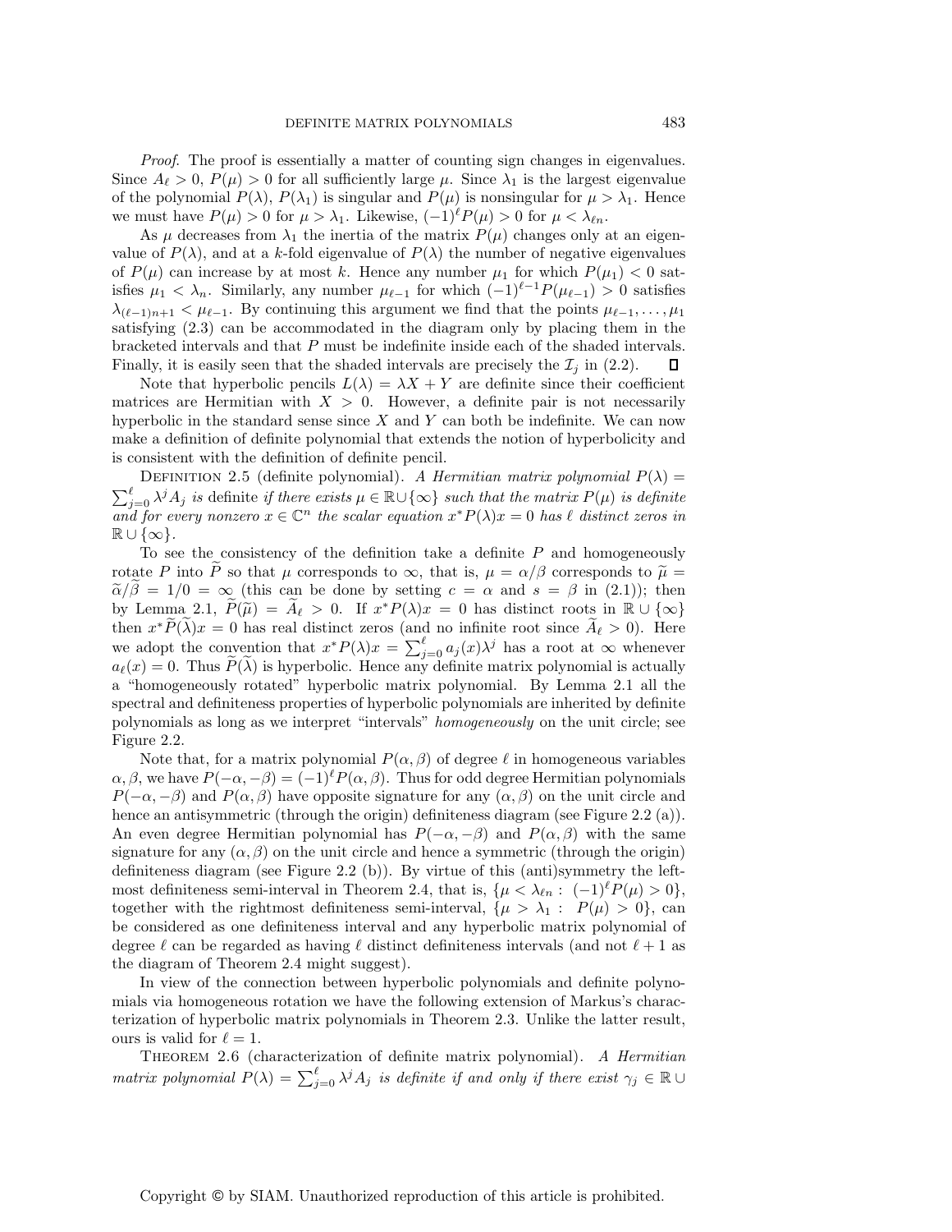*Proof*. The proof is essentially a matter of counting sign changes in eigenvalues. Since $A_\ell > 0$, $P(\mu) > 0$ for all sufficiently large $\mu$. Since $\lambda_1$ is the largest eigenvalue of the polynomial $P(\lambda)$, $P(\lambda_1)$ is singular and $P(\mu)$ is nonsingular for $\mu > \lambda_1$. Hence we must have $P(\mu) > 0$ for $\mu > \lambda_1$. Likewise, $(-1)^\ell P(\mu) > 0$ for $\mu < \lambda_{\ell n}$.

As $\mu$ decreases from $\lambda_1$ the inertia of the matrix $P(\mu)$ changes only at an eigenvalue of $P(\lambda)$, and at a $k$-fold eigenvalue of $P(\lambda)$ the number of negative eigenvalues of $P(\mu)$ can increase by at most $k$. Hence any number $\mu_1$ for which $P(\mu_1) < 0$ satisfies $\mu_1 < \lambda_n$. Similarly, any number $\mu_{\ell-1}$ for which $(-1)^{\ell-1}P(\mu_{\ell-1}) > 0$ satisfies $\lambda_{(\ell-1)n+1} < \mu_{\ell-1}$. By continuing this argument we find that the points $\mu_{\ell-1}, \dots, \mu_1$ satisfying (2.3) can be accommodated in the diagram only by placing them in the bracketed intervals and that $P$ must be indefinite inside each of the shaded intervals. Finally, it is easily seen that the shaded intervals are precisely the $\mathcal{I}_j$ in (2.2). ◻

Note that hyperbolic pencils $L(\lambda) = \lambda X + Y$ are definite since their coefficient matrices are Hermitian with $X > 0$. However, a definite pair is not necessarily hyperbolic in the standard sense since $X$ and $Y$ can both be indefinite. We can now make a definition of definite polynomial that extends the notion of hyperbolicity and is consistent with the definition of definite pencil.

Definition 2.5 (definite polynomial). *A Hermitian matrix polynomial $P(\lambda) = \sum_{j=0}^{\ell} \lambda^j A_j$ is* definite *if there exists $\mu \in \mathbb{R} \cup \{\infty\}$ such that the matrix $P(\mu)$ is definite and for every nonzero $x \in \mathbb{C}^n$ the scalar equation $x^*P(\lambda)x = 0$ has $\ell$ distinct zeros in $\mathbb{R} \cup \{\infty\}$.*

To see the consistency of the definition take a definite $P$ and homogeneously rotate $P$ into $\widetilde{P}$ so that $\mu$ corresponds to $\infty$, that is, $\mu = \alpha/\beta$ corresponds to $\widetilde{\mu} = \widetilde{\alpha}/\widetilde{\beta} = 1/0 = \infty$ (this can be done by setting $c = \alpha$ and $s = \beta$ in (2.1)); then by Lemma 2.1, $\widetilde{P}(\widetilde{\mu}) = \widetilde{A}_\ell > 0$. If $x^*P(\lambda)x = 0$ has distinct roots in $\mathbb{R} \cup \{\infty\}$ then $x^*\widetilde{P}(\widetilde{\lambda})x = 0$ has real distinct zeros (and no infinite root since $\widetilde{A}_\ell > 0$). Here we adopt the convention that $x^*P(\lambda)x = \sum_{j=0}^{\ell} a_j(x)\lambda^j$ has a root at $\infty$ whenever $a_\ell(x) = 0$. Thus $\widetilde{P}(\widetilde{\lambda})$ is hyperbolic. Hence any definite matrix polynomial is actually a "homogeneously rotated" hyperbolic matrix polynomial. By Lemma 2.1 all the spectral and definiteness properties of hyperbolic polynomials are inherited by definite polynomials as long as we interpret "intervals" *homogeneously* on the unit circle; see Figure 2.2.

Note that, for a matrix polynomial $P(\alpha, \beta)$ of degree $\ell$ in homogeneous variables $\alpha, \beta$, we have $P(-\alpha, -\beta) = (-1)^\ell P(\alpha, \beta)$. Thus for odd degree Hermitian polynomials $P(-\alpha, -\beta)$ and $P(\alpha, \beta)$ have opposite signature for any $(\alpha, \beta)$ on the unit circle and hence an antisymmetric (through the origin) definiteness diagram (see Figure 2.2 (a)). An even degree Hermitian polynomial has $P(-\alpha, -\beta)$ and $P(\alpha, \beta)$ with the same signature for any $(\alpha, \beta)$ on the unit circle and hence a symmetric (through the origin) definiteness diagram (see Figure 2.2 (b)). By virtue of this (anti)symmetry the leftmost definiteness semi-interval in Theorem 2.4, that is, $\{\mu < \lambda_{\ell n} : \ (-1)^\ell P(\mu) > 0\}$, together with the rightmost definiteness semi-interval, $\{\mu > \lambda_1 : \ P(\mu) > 0\}$, can be considered as one definiteness interval and any hyperbolic matrix polynomial of degree $\ell$ can be regarded as having $\ell$ distinct definiteness intervals (and not $\ell + 1$ as the diagram of Theorem 2.4 might suggest).

In view of the connection between hyperbolic polynomials and definite polynomials via homogeneous rotation we have the following extension of Markus's characterization of hyperbolic matrix polynomials in Theorem 2.3. Unlike the latter result, ours is valid for $\ell = 1$.

Theorem 2.6 (characterization of definite matrix polynomial). *A Hermitian matrix polynomial $P(\lambda) = \sum_{j=0}^{\ell} \lambda^j A_j$ is definite if and only if there exist $\gamma_j \in \mathbb{R} \cup$*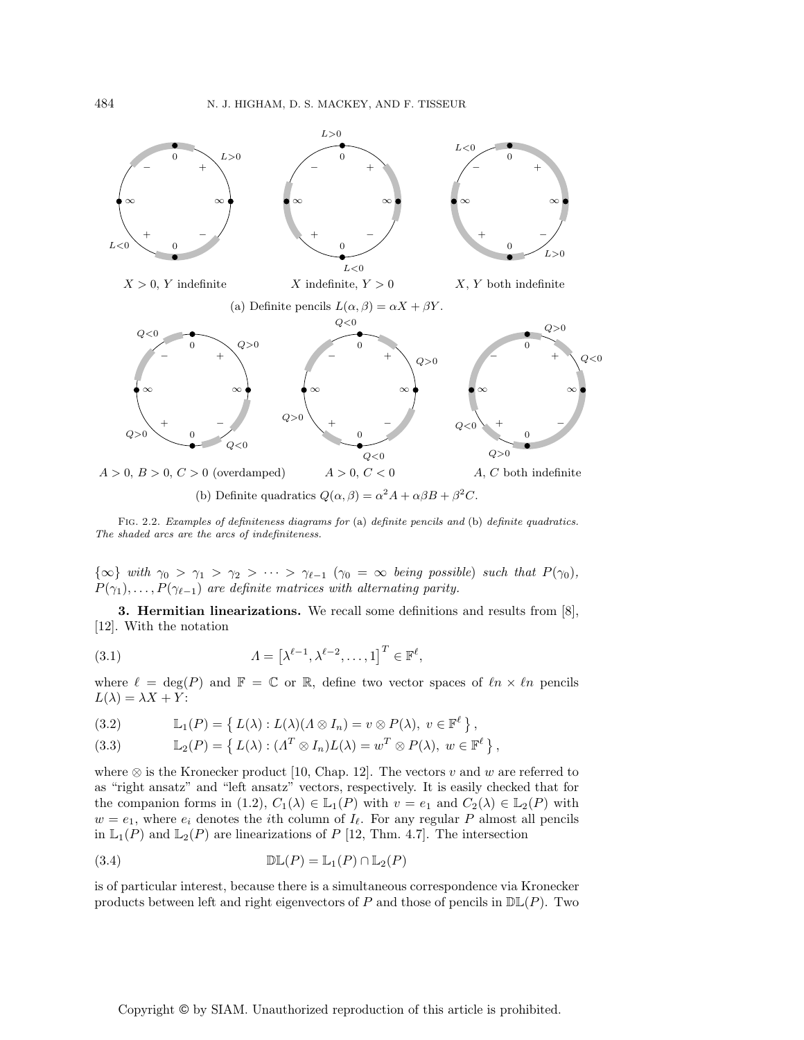(a) Definite pencils $L(\alpha, \beta) = \alpha X + \beta Y$.

(b) Definite quadratics $Q(\alpha, \beta) = \alpha^2 A + \alpha\beta B + \beta^2 C$.

Fig. 2.2. *Examples of definiteness diagrams for* (a) *definite pencils and* (b) *definite quadratics. The shaded arcs are the arcs of indefiniteness.*

*$\{\infty\}$ with $\gamma_0 > \gamma_1 > \gamma_2 > \cdots > \gamma_{\ell-1}$ ($\gamma_0 = \infty$ being possible) such that $P(\gamma_0)$, $P(\gamma_1), \ldots, P(\gamma_{\ell-1})$ are definite matrices with alternating parity.*

**3. Hermitian linearizations.** We recall some definitions and results from [8], [12]. With the notation

$$\Lambda = \left[\lambda^{\ell-1}, \lambda^{\ell-2}, \ldots, 1\right]^T \in \mathbb{F}^\ell, \tag{3.1}$$

where $\ell = \deg(P)$ and $\mathbb{F} = \mathbb{C}$ or $\mathbb{R}$, define two vector spaces of $\ell n \times \ell n$ pencils $L(\lambda) = \lambda X + Y$:

$$\mathbb{L}_1(P) = \left\{ L(\lambda) : L(\lambda)(\Lambda \otimes I_n) = v \otimes P(\lambda),\ v \in \mathbb{F}^\ell \right\}, \tag{3.2}$$

$$\mathbb{L}_2(P) = \left\{ L(\lambda) : (\Lambda^T \otimes I_n)L(\lambda) = w^T \otimes P(\lambda),\ w \in \mathbb{F}^\ell \right\}, \tag{3.3}$$

where $\otimes$ is the Kronecker product [10, Chap. 12]. The vectors $v$ and $w$ are referred to as "right ansatz" and "left ansatz" vectors, respectively. It is easily checked that for the companion forms in (1.2), $C_1(\lambda) \in \mathbb{L}_1(P)$ with $v = e_1$ and $C_2(\lambda) \in \mathbb{L}_2(P)$ with $w = e_1$, where $e_i$ denotes the $i$th column of $I_\ell$. For any regular $P$ almost all pencils in $\mathbb{L}_1(P)$ and $\mathbb{L}_2(P)$ are linearizations of $P$ [12, Thm. 4.7]. The intersection

$$\mathbb{DL}(P) = \mathbb{L}_1(P) \cap \mathbb{L}_2(P) \tag{3.4}$$

is of particular interest, because there is a simultaneous correspondence via Kronecker products between left and right eigenvectors of $P$ and those of pencils in $\mathbb{DL}(P)$. Two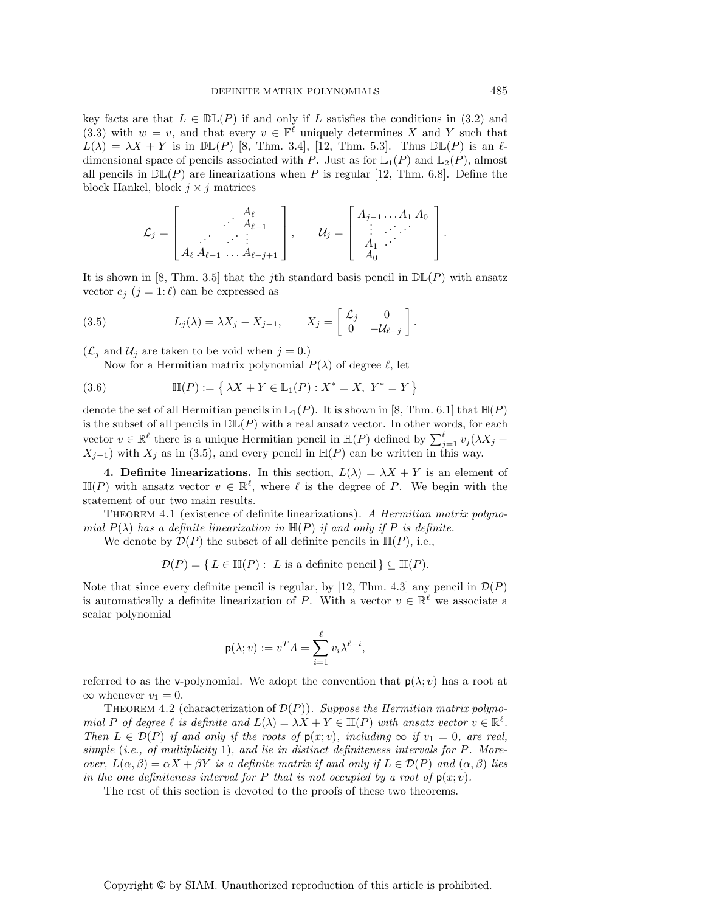key facts are that $L \in \mathbb{DL}(P)$ if and only if $L$ satisfies the conditions in (3.2) and (3.3) with $w = v$, and that every $v \in \mathbb{F}^\ell$ uniquely determines $X$ and $Y$ such that $L(\lambda) = \lambda X + Y$ is in $\mathbb{DL}(P)$ [8, Thm. 3.4], [12, Thm. 5.3]. Thus $\mathbb{DL}(P)$ is an $\ell$-dimensional space of pencils associated with $P$. Just as for $\mathbb{L}_1(P)$ and $\mathbb{L}_2(P)$, almost all pencils in $\mathbb{DL}(P)$ are linearizations when $P$ is regular [12, Thm. 6.8]. Define the block Hankel, block $j \times j$ matrices

$$\mathcal{L}_j = \begin{bmatrix} & & & A_\ell \\ & & \cdot^{\cdot^{\cdot}} & A_{\ell-1} \\ & \cdot^{\cdot^{\cdot}} & \cdot^{\cdot^{\cdot}} & \vdots \\ A_\ell & A_{\ell-1} & \dots & A_{\ell-j+1} \end{bmatrix}, \qquad \mathcal{U}_j = \begin{bmatrix} A_{j-1} & \dots & A_1 & A_0 \\ \vdots & \cdot^{\cdot^{\cdot}} & \cdot^{\cdot^{\cdot}} & \\ A_1 & \cdot^{\cdot^{\cdot}} & & \\ A_0 & & & \end{bmatrix}.$$

It is shown in [8, Thm. 3.5] that the $j$th standard basis pencil in $\mathbb{DL}(P)$ with ansatz vector $e_j$ ($j = 1\colon \ell$) can be expressed as

$$L_j(\lambda) = \lambda X_j - X_{j-1}, \qquad X_j = \begin{bmatrix} \mathcal{L}_j & 0 \\ 0 & -\mathcal{U}_{\ell-j} \end{bmatrix}. \tag{3.5}$$

($\mathcal{L}_j$ and $\mathcal{U}_j$ are taken to be void when $j = 0$.)

Now for a Hermitian matrix polynomial $P(\lambda)$ of degree $\ell$, let

$$\mathbb{H}(P) := \left\{ \lambda X + Y \in \mathbb{L}_1(P) : X^* = X,\ Y^* = Y \right\} \tag{3.6}$$

denote the set of all Hermitian pencils in $\mathbb{L}_1(P)$. It is shown in [8, Thm. 6.1] that $\mathbb{H}(P)$ is the subset of all pencils in $\mathbb{DL}(P)$ with a real ansatz vector. In other words, for each vector $v \in \mathbb{R}^\ell$ there is a unique Hermitian pencil in $\mathbb{H}(P)$ defined by $\sum_{j=1}^{\ell} v_j(\lambda X_j + X_{j-1})$ with $X_j$ as in (3.5), and every pencil in $\mathbb{H}(P)$ can be written in this way.

**4. Definite linearizations.** In this section, $L(\lambda) = \lambda X + Y$ is an element of $\mathbb{H}(P)$ with ansatz vector $v \in \mathbb{R}^\ell$, where $\ell$ is the degree of $P$. We begin with the statement of our two main results.

Theorem 4.1 (existence of definite linearizations). *A Hermitian matrix polynomial $P(\lambda)$ has a definite linearization in $\mathbb{H}(P)$ if and only if $P$ is definite.*

We denote by $\mathcal{D}(P)$ the subset of all definite pencils in $\mathbb{H}(P)$, i.e.,

$$\mathcal{D}(P) = \{ L \in \mathbb{H}(P) :\ L \text{ is a definite pencil} \} \subseteq \mathbb{H}(P).$$

Note that since every definite pencil is regular, by [12, Thm. 4.3] any pencil in $\mathcal{D}(P)$ is automatically a definite linearization of $P$. With a vector $v \in \mathbb{R}^\ell$ we associate a scalar polynomial

$$\mathsf{p}(\lambda; v) := v^T \Lambda = \sum_{i=1}^{\ell} v_i \lambda^{\ell-i},$$

referred to as the $\mathsf{v}$-polynomial. We adopt the convention that $\mathsf{p}(\lambda; v)$ has a root at $\infty$ whenever $v_1 = 0$.

Theorem 4.2 (characterization of $\mathcal{D}(P)$). *Suppose the Hermitian matrix polynomial $P$ of degree $\ell$ is definite and $L(\lambda) = \lambda X + Y \in \mathbb{H}(P)$ with ansatz vector $v \in \mathbb{R}^\ell$. Then $L \in \mathcal{D}(P)$ if and only if the roots of $\mathsf{p}(x; v)$, including $\infty$ if $v_1 = 0$, are real, simple (i.e., of multiplicity 1), and lie in distinct definiteness intervals for $P$. Moreover, $L(\alpha, \beta) = \alpha X + \beta Y$ is a definite matrix if and only if $L \in \mathcal{D}(P)$ and $(\alpha, \beta)$ lies in the one definiteness interval for $P$ that is not occupied by a root of $\mathsf{p}(x; v)$.*

The rest of this section is devoted to the proofs of these two theorems.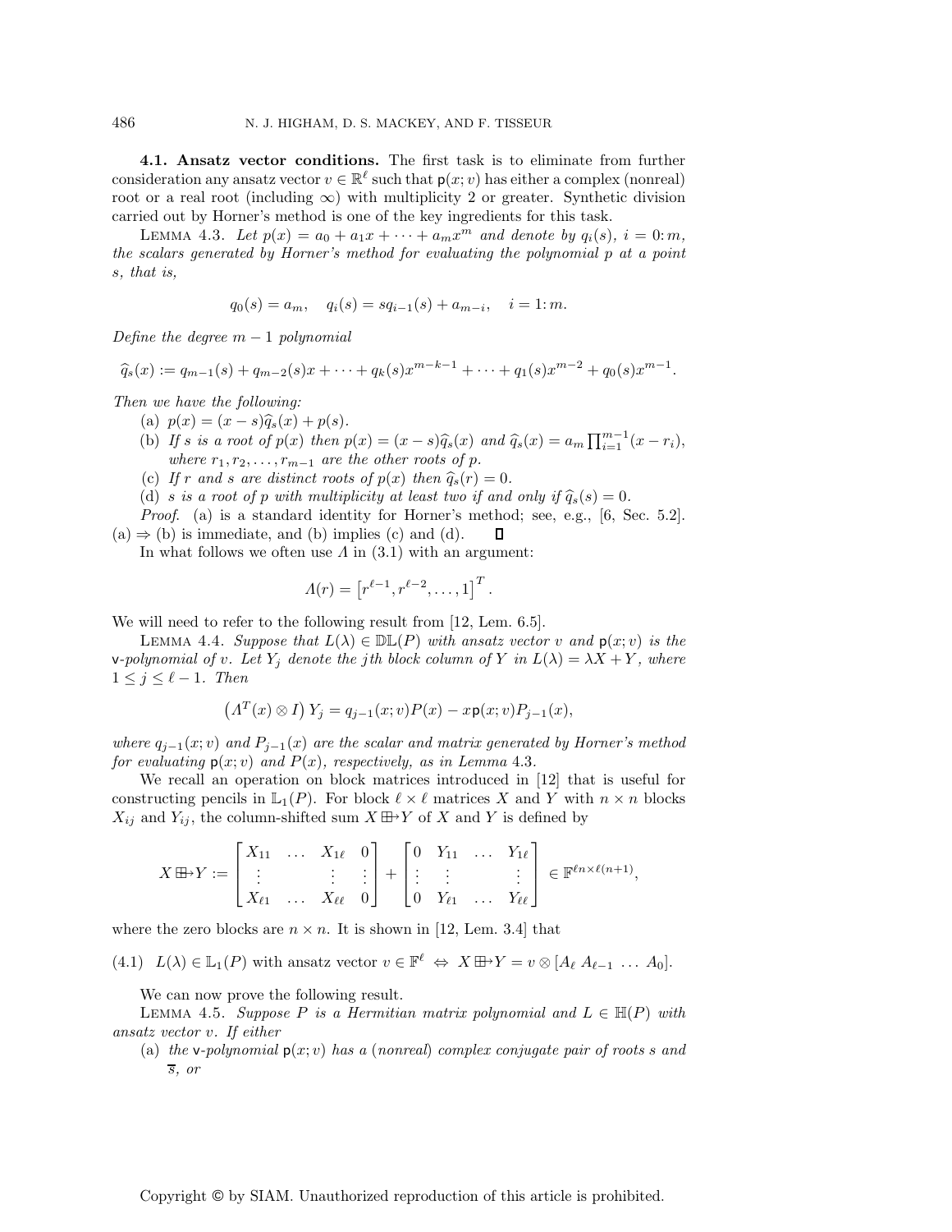**4.1. Ansatz vector conditions.** The first task is to eliminate from further consideration any ansatz vector $v \in \mathbb{R}^\ell$ such that $\mathsf{p}(x; v)$ has either a complex (nonreal) root or a real root (including $\infty$) with multiplicity 2 or greater. Synthetic division carried out by Horner's method is one of the key ingredients for this task.

LEMMA 4.3. *Let $p(x) = a_0 + a_1 x + \cdots + a_m x^m$ and denote by $q_i(s)$, $i = 0\colon m$, the scalars generated by Horner's method for evaluating the polynomial $p$ at a point $s$, that is,*

$$q_0(s) = a_m, \quad q_i(s) = s q_{i-1}(s) + a_{m-i}, \quad i = 1\colon m.$$

*Define the degree $m-1$ polynomial*

$$\widehat{q}_s(x) := q_{m-1}(s) + q_{m-2}(s)x + \cdots + q_k(s)x^{m-k-1} + \cdots + q_1(s)x^{m-2} + q_0(s)x^{m-1}.$$

*Then we have the following:*

(a) *$p(x) = (x - s)\widehat{q}_s(x) + p(s)$.*

(b) *If $s$ is a root of $p(x)$ then $p(x) = (x - s)\widehat{q}_s(x)$ and $\widehat{q}_s(x) = a_m \prod_{i=1}^{m-1}(x - r_i)$, where $r_1, r_2, \ldots, r_{m-1}$ are the other roots of $p$.*

(c) *If $r$ and $s$ are distinct roots of $p(x)$ then $\widehat{q}_s(r) = 0$.*

(d) *$s$ is a root of $p$ with multiplicity at least two if and only if $\widehat{q}_s(s) = 0$.*

*Proof.* (a) is a standard identity for Horner's method; see, e.g., [6, Sec. 5.2]. (a) $\Rightarrow$ (b) is immediate, and (b) implies (c) and (d). $\square$

In what follows we often use $\Lambda$ in (3.1) with an argument:

$$\Lambda(r) = \left[r^{\ell-1}, r^{\ell-2}, \ldots, 1\right]^T.$$

We will need to refer to the following result from [12, Lem. 6.5].

LEMMA 4.4. *Suppose that $L(\lambda) \in \mathbb{DL}(P)$ with ansatz vector $v$ and $\mathsf{p}(x; v)$ is the $\mathsf{v}$-polynomial of $v$. Let $Y_j$ denote the $j$th block column of $Y$ in $L(\lambda) = \lambda X + Y$, where $1 \le j \le \ell - 1$. Then*

$$\left(\Lambda^T(x) \otimes I\right) Y_j = q_{j-1}(x; v)P(x) - x\mathsf{p}(x; v)P_{j-1}(x),$$

*where $q_{j-1}(x; v)$ and $P_{j-1}(x)$ are the scalar and matrix generated by Horner's method for evaluating $\mathsf{p}(x; v)$ and $P(x)$, respectively, as in Lemma 4.3.*

We recall an operation on block matrices introduced in [12] that is useful for constructing pencils in $\mathbb{L}_1(P)$. For block $\ell \times \ell$ matrices $X$ and $Y$ with $n \times n$ blocks $X_{ij}$ and $Y_{ij}$, the column-shifted sum $X \boxplus\!\!\rightarrow Y$ of $X$ and $Y$ is defined by

$$X \boxplus\!\!\rightarrow Y := \begin{bmatrix} X_{11} & \ldots & X_{1\ell} & 0 \\ \vdots & & \vdots & \vdots \\ X_{\ell 1} & \ldots & X_{\ell\ell} & 0 \end{bmatrix} + \begin{bmatrix} 0 & Y_{11} & \ldots & Y_{1\ell} \\ \vdots & \vdots & & \vdots \\ 0 & Y_{\ell 1} & \ldots & Y_{\ell\ell} \end{bmatrix} \in \mathbb{F}^{\ell n \times \ell(n+1)},$$

where the zero blocks are $n \times n$. It is shown in [12, Lem. 3.4] that

$$(4.1) \quad L(\lambda) \in \mathbb{L}_1(P) \text{ with ansatz vector } v \in \mathbb{F}^\ell \;\Leftrightarrow\; X \boxplus\!\!\rightarrow Y = v \otimes [A_\ell \; A_{\ell-1} \; \ldots \; A_0].$$

We can now prove the following result.

LEMMA 4.5. *Suppose $P$ is a Hermitian matrix polynomial and $L \in \mathbb{H}(P)$ with ansatz vector $v$. If either*

(a) *the $\mathsf{v}$-polynomial $\mathsf{p}(x; v)$ has a (nonreal) complex conjugate pair of roots $s$ and $\overline{s}$, or*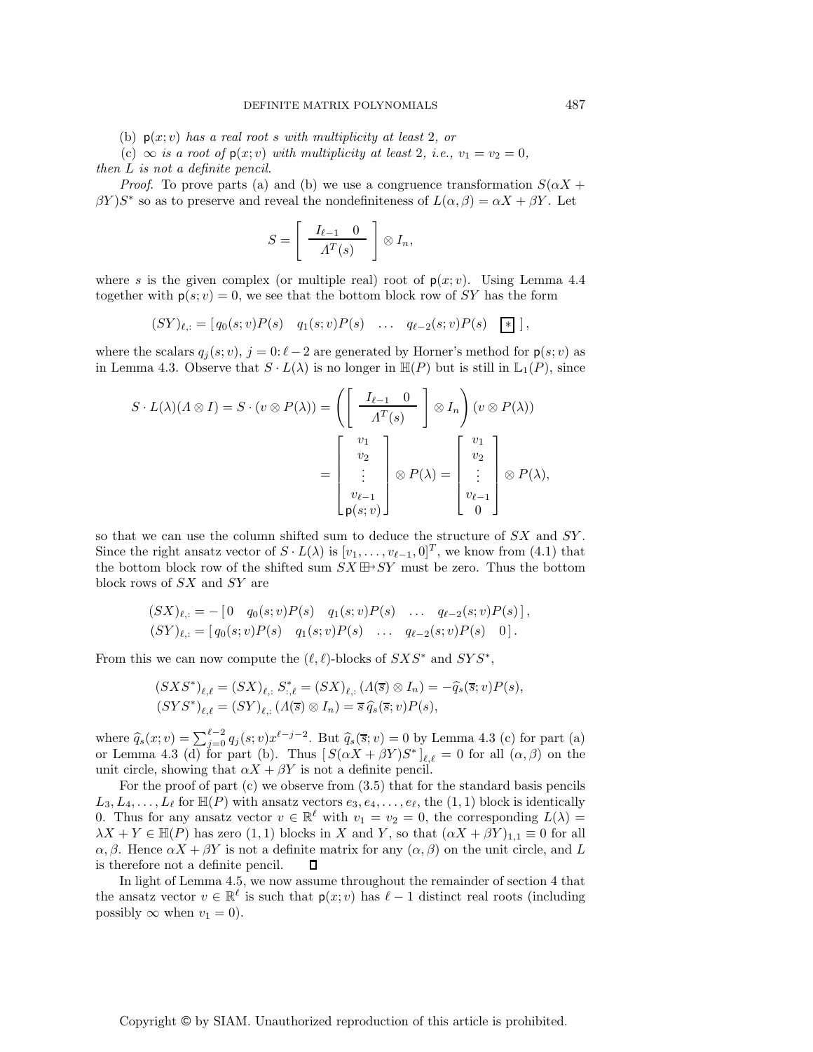(b) $\mathsf{p}(x; v)$ *has a real root* $s$ *with multiplicity at least* 2*, or*

(c) $\infty$ *is a root of* $\mathsf{p}(x; v)$ *with multiplicity at least* 2*, i.e.,* $v_1 = v_2 = 0$*,*

*then* $L$ *is not a definite pencil.*

*Proof.* To prove parts (a) and (b) we use a congruence transformation $S(\alpha X + \beta Y)S^*$ so as to preserve and reveal the nondefiniteness of $L(\alpha, \beta) = \alpha X + \beta Y$. Let

$$S = \left[ \begin{array}{cc} I_{\ell-1} & 0 \\ \hline \multicolumn{2}{c}{\Lambda^T(s)} \end{array} \right] \otimes I_n,$$

where $s$ is the given complex (or multiple real) root of $\mathsf{p}(x; v)$. Using Lemma 4.4 together with $\mathsf{p}(s; v) = 0$, we see that the bottom block row of $SY$ has the form

$$(SY)_{\ell,:} = [\, q_0(s; v)P(s) \quad q_1(s; v)P(s) \quad \dots \quad q_{\ell-2}(s; v)P(s) \quad \boxed{*} \,],$$

where the scalars $q_j(s; v)$, $j = 0\colon \ell-2$ are generated by Horner's method for $\mathsf{p}(s; v)$ as in Lemma 4.3. Observe that $S \cdot L(\lambda)$ is no longer in $\mathbb{H}(P)$ but is still in $\mathbb{L}_1(P)$, since

$$S \cdot L(\lambda)(\Lambda \otimes I) = S \cdot (v \otimes P(\lambda)) = \left( \left[ \begin{array}{cc} I_{\ell-1} & 0 \\ \hline \multicolumn{2}{c}{\Lambda^T(s)} \end{array} \right] \otimes I_n \right) (v \otimes P(\lambda))$$

$$= \begin{bmatrix} v_1 \\ v_2 \\ \vdots \\ v_{\ell-1} \\ \mathsf{p}(s; v) \end{bmatrix} \otimes P(\lambda) = \begin{bmatrix} v_1 \\ v_2 \\ \vdots \\ v_{\ell-1} \\ 0 \end{bmatrix} \otimes P(\lambda),$$

so that we can use the column shifted sum to deduce the structure of $SX$ and $SY$. Since the right ansatz vector of $S \cdot L(\lambda)$ is $[v_1, \dots, v_{\ell-1}, 0]^T$, we know from (4.1) that the bottom block row of the shifted sum $SX \boxplus\!\!\rightarrow SY$ must be zero. Thus the bottom block rows of $SX$ and $SY$ are

$$\begin{aligned} (SX)_{\ell,:} &= -[\, 0 \quad q_0(s; v)P(s) \quad q_1(s; v)P(s) \quad \dots \quad q_{\ell-2}(s; v)P(s) \,], \\ (SY)_{\ell,:} &= [\, q_0(s; v)P(s) \quad q_1(s; v)P(s) \quad \dots \quad q_{\ell-2}(s; v)P(s) \quad 0 \,]. \end{aligned}$$

From this we can now compute the $(\ell, \ell)$-blocks of $SXS^*$ and $SYS^*$,

$$\begin{aligned} (SXS^*)_{\ell,\ell} &= (SX)_{\ell,:}\, S^*_{:,\ell} = (SX)_{\ell,:} \,(\Lambda(\overline{s}) \otimes I_n) = -\widehat{q}_s(\overline{s}; v)P(s), \\ (SYS^*)_{\ell,\ell} &= (SY)_{\ell,:} \,(\Lambda(\overline{s}) \otimes I_n) = \overline{s}\, \widehat{q}_s(\overline{s}; v)P(s), \end{aligned}$$

where $\widehat{q}_s(x; v) = \sum_{j=0}^{\ell-2} q_j(s; v)x^{\ell-j-2}$. But $\widehat{q}_s(\overline{s}; v) = 0$ by Lemma 4.3 (c) for part (a) or Lemma 4.3 (d) for part (b). Thus $[\, S(\alpha X + \beta Y)S^* \,]_{\ell,\ell} = 0$ for all $(\alpha, \beta)$ on the unit circle, showing that $\alpha X + \beta Y$ is not a definite pencil.

For the proof of part (c) we observe from (3.5) that for the standard basis pencils $L_3, L_4, \dots, L_\ell$ for $\mathbb{H}(P)$ with ansatz vectors $e_3, e_4, \dots, e_\ell$, the $(1, 1)$ block is identically 0. Thus for any ansatz vector $v \in \mathbb{R}^\ell$ with $v_1 = v_2 = 0$, the corresponding $L(\lambda) = \lambda X + Y \in \mathbb{H}(P)$ has zero $(1, 1)$ blocks in $X$ and $Y$, so that $(\alpha X + \beta Y)_{1,1} \equiv 0$ for all $\alpha, \beta$. Hence $\alpha X + \beta Y$ is not a definite matrix for any $(\alpha, \beta)$ on the unit circle, and $L$ is therefore not a definite pencil. $\square$

In light of Lemma 4.5, we now assume throughout the remainder of section 4 that the ansatz vector $v \in \mathbb{R}^\ell$ is such that $\mathsf{p}(x; v)$ has $\ell - 1$ distinct real roots (including possibly $\infty$ when $v_1 = 0$).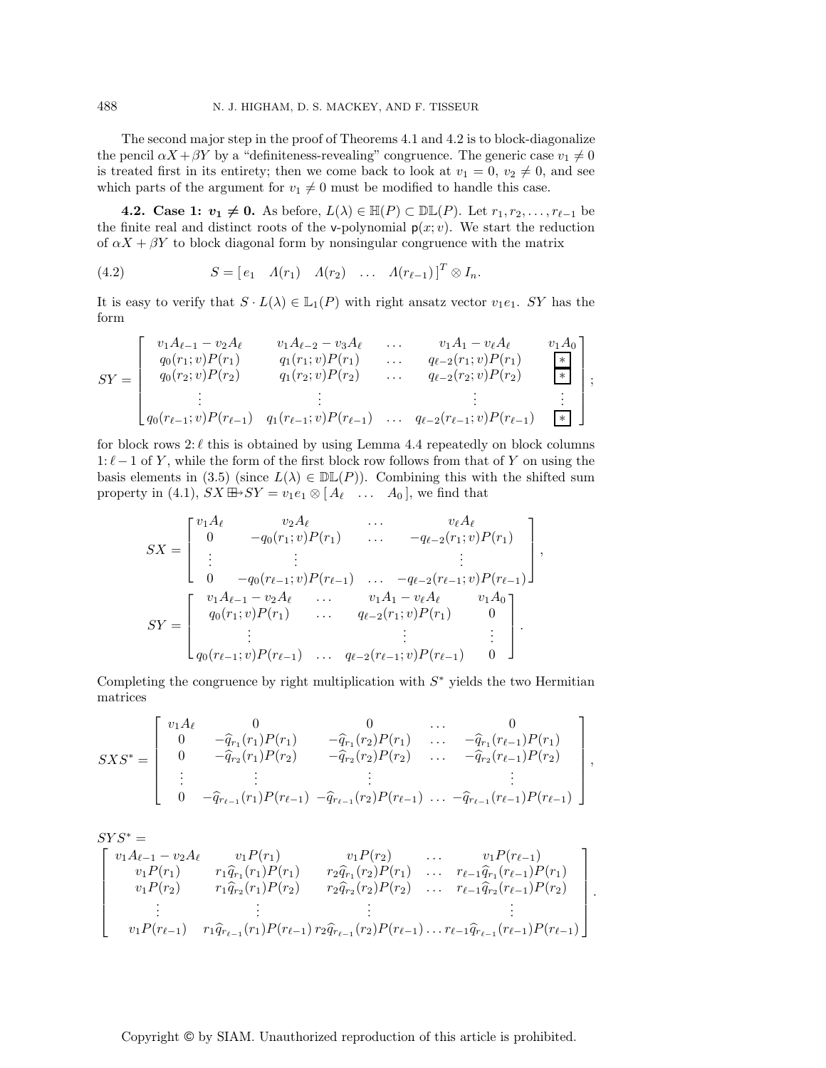The second major step in the proof of Theorems 4.1 and 4.2 is to block-diagonalize the pencil $\alpha X + \beta Y$ by a "definiteness-revealing" congruence. The generic case $v_1 \neq 0$ is treated first in its entirety; then we come back to look at $v_1 = 0$, $v_2 \neq 0$, and see which parts of the argument for $v_1 \neq 0$ must be modified to handle this case.

**4.2. Case 1: $v_1 \neq 0$.** As before, $L(\lambda) \in \mathbb{H}(P) \subset \mathbb{DL}(P)$. Let $r_1, r_2, \ldots, r_{\ell-1}$ be the finite real and distinct roots of the v-polynomial $\mathsf{p}(x; v)$. We start the reduction of $\alpha X + \beta Y$ to block diagonal form by nonsingular congruence with the matrix

$$S = \begin{bmatrix} e_1 & \Lambda(r_1) & \Lambda(r_2) & \ldots & \Lambda(r_{\ell-1}) \end{bmatrix}^T \otimes I_n. \tag{4.2}$$

It is easy to verify that $S \cdot L(\lambda) \in \mathbb{L}_1(P)$ with right ansatz vector $v_1 e_1$. $SY$ has the form

$$SY = \begin{bmatrix} v_1 A_{\ell-1} - v_2 A_\ell & v_1 A_{\ell-2} - v_3 A_\ell & \ldots & v_1 A_1 - v_\ell A_\ell & v_1 A_0 \\ q_0(r_1; v) P(r_1) & q_1(r_1; v) P(r_1) & \ldots & q_{\ell-2}(r_1; v) P(r_1) & \boxed{*} \\ q_0(r_2; v) P(r_2) & q_1(r_2; v) P(r_2) & \ldots & q_{\ell-2}(r_2; v) P(r_2) & \boxed{*} \\ \vdots & \vdots & & \vdots & \vdots \\ q_0(r_{\ell-1}; v) P(r_{\ell-1}) & q_1(r_{\ell-1}; v) P(r_{\ell-1}) & \ldots & q_{\ell-2}(r_{\ell-1}; v) P(r_{\ell-1}) & \boxed{*} \end{bmatrix};$$

for block rows $2{:}\,\ell$ this is obtained by using Lemma 4.4 repeatedly on block columns $1{:}\,\ell-1$ of $Y$, while the form of the first block row follows from that of $Y$ on using the basis elements in (3.5) (since $L(\lambda) \in \mathbb{DL}(P)$). Combining this with the shifted sum property in (4.1), $SX \boxplus\!\!\rightarrow SY = v_1 e_1 \otimes [\, A_\ell \;\; \ldots \;\; A_0 \,]$, we find that

$$SX = \begin{bmatrix} v_1 A_\ell & v_2 A_\ell & \ldots & v_\ell A_\ell \\ 0 & -q_0(r_1; v) P(r_1) & \ldots & -q_{\ell-2}(r_1; v) P(r_1) \\ \vdots & \vdots & & \vdots \\ 0 & -q_0(r_{\ell-1}; v) P(r_{\ell-1}) & \ldots & -q_{\ell-2}(r_{\ell-1}; v) P(r_{\ell-1}) \end{bmatrix},$$

$$SY = \begin{bmatrix} v_1 A_{\ell-1} - v_2 A_\ell & \ldots & v_1 A_1 - v_\ell A_\ell & v_1 A_0 \\ q_0(r_1; v) P(r_1) & \ldots & q_{\ell-2}(r_1; v) P(r_1) & 0 \\ \vdots & & \vdots & \vdots \\ q_0(r_{\ell-1}; v) P(r_{\ell-1}) & \ldots & q_{\ell-2}(r_{\ell-1}; v) P(r_{\ell-1}) & 0 \end{bmatrix}.$$

Completing the congruence by right multiplication with $S^*$ yields the two Hermitian matrices

$$SXS^* = \begin{bmatrix} v_1 A_\ell & 0 & 0 & \ldots & 0 \\ 0 & -\widehat{q}_{r_1}(r_1) P(r_1) & -\widehat{q}_{r_1}(r_2) P(r_1) & \ldots & -\widehat{q}_{r_1}(r_{\ell-1}) P(r_1) \\ 0 & -\widehat{q}_{r_2}(r_1) P(r_2) & -\widehat{q}_{r_2}(r_2) P(r_2) & \ldots & -\widehat{q}_{r_2}(r_{\ell-1}) P(r_2) \\ \vdots & \vdots & \vdots & & \vdots \\ 0 & -\widehat{q}_{r_{\ell-1}}(r_1) P(r_{\ell-1}) & -\widehat{q}_{r_{\ell-1}}(r_2) P(r_{\ell-1}) & \ldots & -\widehat{q}_{r_{\ell-1}}(r_{\ell-1}) P(r_{\ell-1}) \end{bmatrix},$$

$$SYS^* = \begin{bmatrix} v_1 A_{\ell-1} - v_2 A_\ell & v_1 P(r_1) & v_1 P(r_2) & \ldots & v_1 P(r_{\ell-1}) \\ v_1 P(r_1) & r_1 \widehat{q}_{r_1}(r_1) P(r_1) & r_2 \widehat{q}_{r_1}(r_2) P(r_1) & \ldots & r_{\ell-1} \widehat{q}_{r_1}(r_{\ell-1}) P(r_1) \\ v_1 P(r_2) & r_1 \widehat{q}_{r_2}(r_1) P(r_2) & r_2 \widehat{q}_{r_2}(r_2) P(r_2) & \ldots & r_{\ell-1} \widehat{q}_{r_2}(r_{\ell-1}) P(r_2) \\ \vdots & \vdots & \vdots & & \vdots \\ v_1 P(r_{\ell-1}) & r_1 \widehat{q}_{r_{\ell-1}}(r_1) P(r_{\ell-1}) & r_2 \widehat{q}_{r_{\ell-1}}(r_2) P(r_{\ell-1}) & \ldots & r_{\ell-1} \widehat{q}_{r_{\ell-1}}(r_{\ell-1}) P(r_{\ell-1}) \end{bmatrix}.$$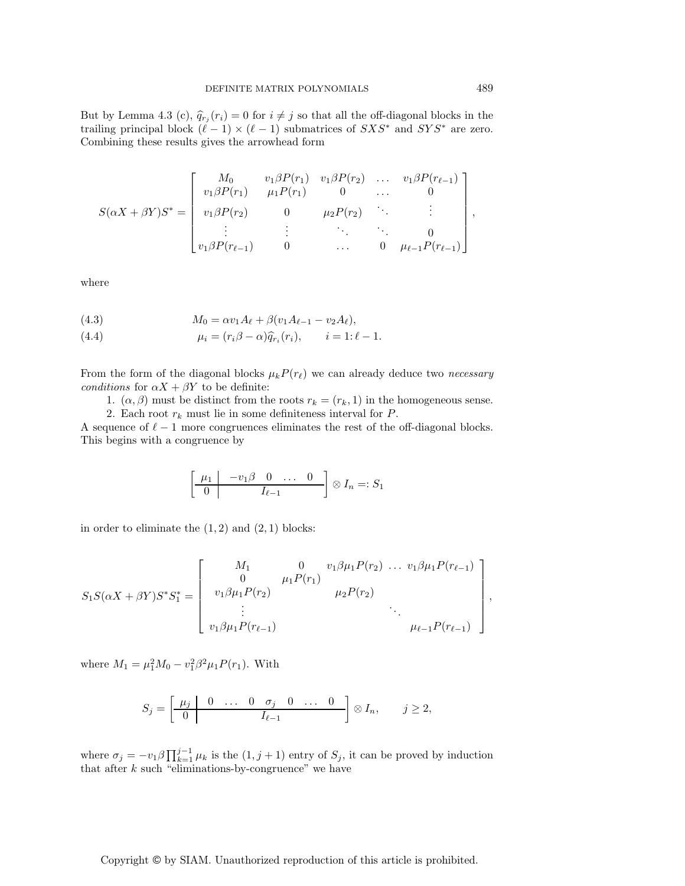But by Lemma 4.3 (c), $\widehat{q}_{r_j}(r_i) = 0$ for $i \neq j$ so that all the off-diagonal blocks in the trailing principal block $(\ell-1) \times (\ell-1)$ submatrices of $SXS^*$ and $SYS^*$ are zero. Combining these results gives the arrowhead form

$$
S(\alpha X + \beta Y)S^* = \begin{bmatrix} M_0 & v_1\beta P(r_1) & v_1\beta P(r_2) & \dots & v_1\beta P(r_{\ell-1}) \\ v_1\beta P(r_1) & \mu_1 P(r_1) & 0 & \dots & 0 \\ v_1\beta P(r_2) & 0 & \mu_2 P(r_2) & \ddots & \vdots \\ \vdots & \vdots & \ddots & \ddots & 0 \\ v_1\beta P(r_{\ell-1}) & 0 & \dots & 0 & \mu_{\ell-1}P(r_{\ell-1}) \end{bmatrix},
$$

where

$$
M_0 = \alpha v_1 A_\ell + \beta(v_1 A_{\ell-1} - v_2 A_\ell), \tag{4.3}
$$

$$
\mu_i = (r_i\beta - \alpha)\widehat{q}_{r_i}(r_i), \qquad i = 1{:}\,\ell-1. \tag{4.4}
$$

From the form of the diagonal blocks $\mu_k P(r_\ell)$ we can already deduce two *necessary conditions* for $\alpha X + \beta Y$ to be definite:

1. $(\alpha, \beta)$ must be distinct from the roots $r_k = (r_k, 1)$ in the homogeneous sense.
2. Each root $r_k$ must lie in some definiteness interval for $P$.

A sequence of $\ell - 1$ more congruences eliminates the rest of the off-diagonal blocks. This begins with a congruence by

$$
\left[\begin{array}{c|cccc} \mu_1 & -v_1\beta & 0 & \dots & 0 \\ \hline 0 & & I_{\ell-1} & & \end{array}\right] \otimes I_n =: S_1
$$

in order to eliminate the $(1,2)$ and $(2,1)$ blocks:

$$
S_1 S(\alpha X + \beta Y)S^* S_1^* = \begin{bmatrix} M_1 & 0 & v_1\beta\mu_1 P(r_2) & \dots & v_1\beta\mu_1 P(r_{\ell-1}) \\ 0 & \mu_1 P(r_1) & & & \\ v_1\beta\mu_1 P(r_2) & & \mu_2 P(r_2) & & \\ \vdots & & & \ddots & \\ v_1\beta\mu_1 P(r_{\ell-1}) & & & & \mu_{\ell-1}P(r_{\ell-1}) \end{bmatrix},
$$

where $M_1 = \mu_1^2 M_0 - v_1^2\beta^2\mu_1 P(r_1)$. With

$$
S_j = \left[\begin{array}{c|ccccccc} \mu_j & 0 & \dots & 0 & \sigma_j & 0 & \dots & 0 \\ \hline 0 & & & & I_{\ell-1} & & & \end{array}\right] \otimes I_n, \qquad j \geq 2,
$$

where $\sigma_j = -v_1\beta\prod_{k=1}^{j-1}\mu_k$ is the $(1, j+1)$ entry of $S_j$, it can be proved by induction that after $k$ such "eliminations-by-congruence" we have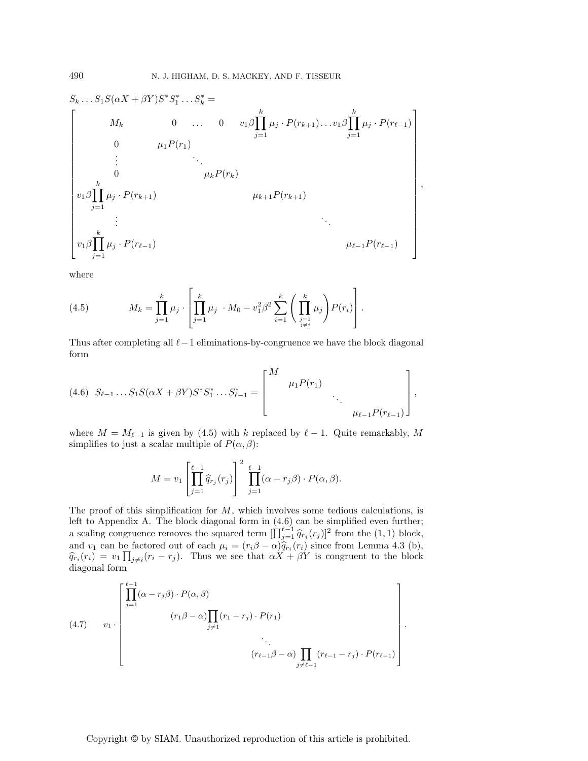$$
S_k \dots S_1 S(\alpha X + \beta Y) S^* S_1^* \dots S_k^* =
$$

$$
\begin{bmatrix}
M_k & 0 & \dots & 0 & v_1 \beta \prod_{j=1}^{k} \mu_j \cdot P(r_{k+1}) & \dots & v_1 \beta \prod_{j=1}^{k} \mu_j \cdot P(r_{\ell-1}) \\
0 & \mu_1 P(r_1) & & & & & \\
\vdots & & \ddots & & & & \\
0 & & & \mu_k P(r_k) & & & \\
v_1 \beta \prod_{j=1}^{k} \mu_j \cdot P(r_{k+1}) & & & & \mu_{k+1} P(r_{k+1}) & & \\
\vdots & & & & & \ddots & \\
v_1 \beta \prod_{j=1}^{k} \mu_j \cdot P(r_{\ell-1}) & & & & & & \mu_{\ell-1} P(r_{\ell-1})
\end{bmatrix},
$$

where

$$
M_k = \prod_{j=1}^{k} \mu_j \cdot \left[ \prod_{j=1}^{k} \mu_j \; \cdot M_0 - v_1^2 \beta^2 \sum_{i=1}^{k} \left( \prod_{\substack{j=1 \\ j \neq i}}^{k} \mu_j \right) P(r_i) \right]. \tag{4.5}
$$

Thus after completing all $\ell - 1$ eliminations-by-congruence we have the block diagonal form

$$
S_{\ell-1} \dots S_1 S(\alpha X + \beta Y) S^* S_1^* \dots S_{\ell-1}^* = \begin{bmatrix} M & & & \\ & \mu_1 P(r_1) & & \\ & & \ddots & \\ & & & \mu_{\ell-1} P(r_{\ell-1}) \end{bmatrix}, \tag{4.6}
$$

where $M = M_{\ell-1}$ is given by (4.5) with $k$ replaced by $\ell - 1$. Quite remarkably, $M$ simplifies to just a scalar multiple of $P(\alpha, \beta)$:

$$
M = v_1 \left[ \prod_{j=1}^{\ell-1} \widehat{q}_{r_j}(r_j) \right]^2 \prod_{j=1}^{\ell-1} (\alpha - r_j \beta) \cdot P(\alpha, \beta).
$$

The proof of this simplification for $M$, which involves some tedious calculations, is left to Appendix A. The block diagonal form in (4.6) can be simplified even further; a scaling congruence removes the squared term $[\prod_{j=1}^{\ell-1} \widehat{q}_{r_j}(r_j)]^2$ from the (1, 1) block, and $v_1$ can be factored out of each $\mu_i = (r_i \beta - \alpha) \widehat{q}_{r_i}(r_i)$ since from Lemma 4.3 (b), $\widehat{q}_{r_i}(r_i) = v_1 \prod_{j \neq i} (r_i - r_j)$. Thus we see that $\alpha X + \beta Y$ is congruent to the block diagonal form

$$
v_1 \cdot \begin{bmatrix} \prod_{j=1}^{\ell-1} (\alpha - r_j \beta) \cdot P(\alpha, \beta) & & & \\ & (r_1 \beta - \alpha) \prod_{j \neq 1} (r_1 - r_j) \cdot P(r_1) & & \\ & & \ddots & \\ & & & (r_{\ell-1} \beta - \alpha) \prod_{j \neq \ell-1} (r_{\ell-1} - r_j) \cdot P(r_{\ell-1}) \end{bmatrix}. \tag{4.7}
$$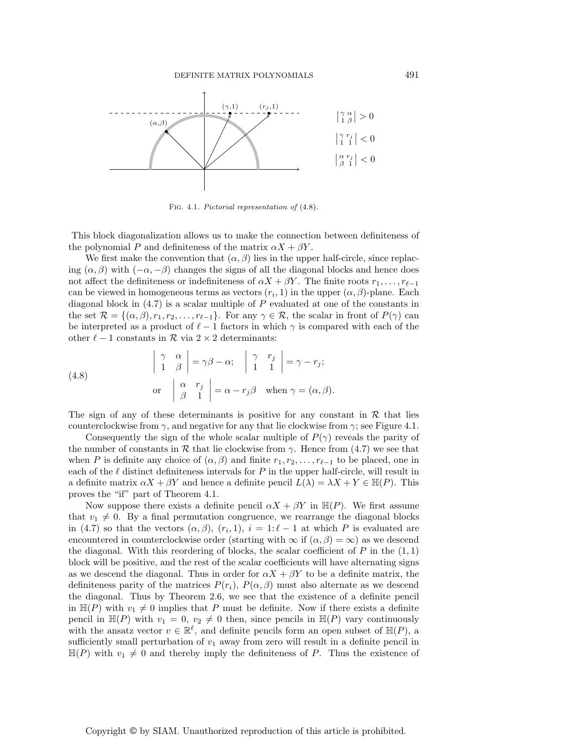Fig. 4.1. *Pictorial representation of* (4.8).

This block diagonalization allows us to make the connection between definiteness of the polynomial $P$ and definiteness of the matrix $\alpha X + \beta Y$.

We first make the convention that $(\alpha, \beta)$ lies in the upper half-circle, since replacing $(\alpha, \beta)$ with $(-\alpha, -\beta)$ changes the signs of all the diagonal blocks and hence does not affect the definiteness or indefiniteness of $\alpha X + \beta Y$. The finite roots $r_1, \ldots, r_{\ell-1}$ can be viewed in homogeneous terms as vectors $(r_i, 1)$ in the upper $(\alpha, \beta)$-plane. Each diagonal block in (4.7) is a scalar multiple of $P$ evaluated at one of the constants in the set $\mathcal{R} = \{(\alpha, \beta), r_1, r_2, \ldots, r_{\ell-1}\}$. For any $\gamma \in \mathcal{R}$, the scalar in front of $P(\gamma)$ can be interpreted as a product of $\ell - 1$ factors in which $\gamma$ is compared with each of the other $\ell - 1$ constants in $\mathcal{R}$ via $2 \times 2$ determinants:

$$
\begin{aligned}
&\begin{vmatrix} \gamma & \alpha \\ 1 & \beta \end{vmatrix} = \gamma\beta - \alpha; \quad \begin{vmatrix} \gamma & r_j \\ 1 & 1 \end{vmatrix} = \gamma - r_j; \\
&\text{or} \quad \begin{vmatrix} \alpha & r_j \\ \beta & 1 \end{vmatrix} = \alpha - r_j\beta \quad \text{when } \gamma = (\alpha, \beta).
\end{aligned} \tag{4.8}
$$

The sign of any of these determinants is positive for any constant in $\mathcal{R}$ that lies counterclockwise from $\gamma$, and negative for any that lie clockwise from $\gamma$; see Figure 4.1.

Consequently the sign of the whole scalar multiple of $P(\gamma)$ reveals the parity of the number of constants in $\mathcal{R}$ that lie clockwise from $\gamma$. Hence from (4.7) we see that when $P$ is definite any choice of $(\alpha, \beta)$ and finite $r_1, r_2, \ldots, r_{\ell-1}$ to be placed, one in each of the $\ell$ distinct definiteness intervals for $P$ in the upper half-circle, will result in a definite matrix $\alpha X + \beta Y$ and hence a definite pencil $L(\lambda) = \lambda X + Y \in \mathbb{H}(P)$. This proves the "if" part of Theorem 4.1.

Now suppose there exists a definite pencil $\alpha X + \beta Y$ in $\mathbb{H}(P)$. We first assume that $v_1 \neq 0$. By a final permutation congruence, we rearrange the diagonal blocks in (4.7) so that the vectors $(\alpha, \beta)$, $(r_i, 1)$, $i = 1{:}\,\ell - 1$ at which $P$ is evaluated are encountered in counterclockwise order (starting with $\infty$ if $(\alpha, \beta) = \infty$) as we descend the diagonal. With this reordering of blocks, the scalar coefficient of $P$ in the $(1, 1)$ block will be positive, and the rest of the scalar coefficients will have alternating signs as we descend the diagonal. Thus in order for $\alpha X + \beta Y$ to be a definite matrix, the definiteness parity of the matrices $P(r_i)$, $P(\alpha, \beta)$ must also alternate as we descend the diagonal. Thus by Theorem 2.6, we see that the existence of a definite pencil in $\mathbb{H}(P)$ with $v_1 \neq 0$ implies that $P$ must be definite. Now if there exists a definite pencil in $\mathbb{H}(P)$ with $v_1 = 0$, $v_2 \neq 0$ then, since pencils in $\mathbb{H}(P)$ vary continuously with the ansatz vector $v \in \mathbb{R}^\ell$, and definite pencils form an open subset of $\mathbb{H}(P)$, a sufficiently small perturbation of $v_1$ away from zero will result in a definite pencil in $\mathbb{H}(P)$ with $v_1 \neq 0$ and thereby imply the definiteness of $P$. Thus the existence of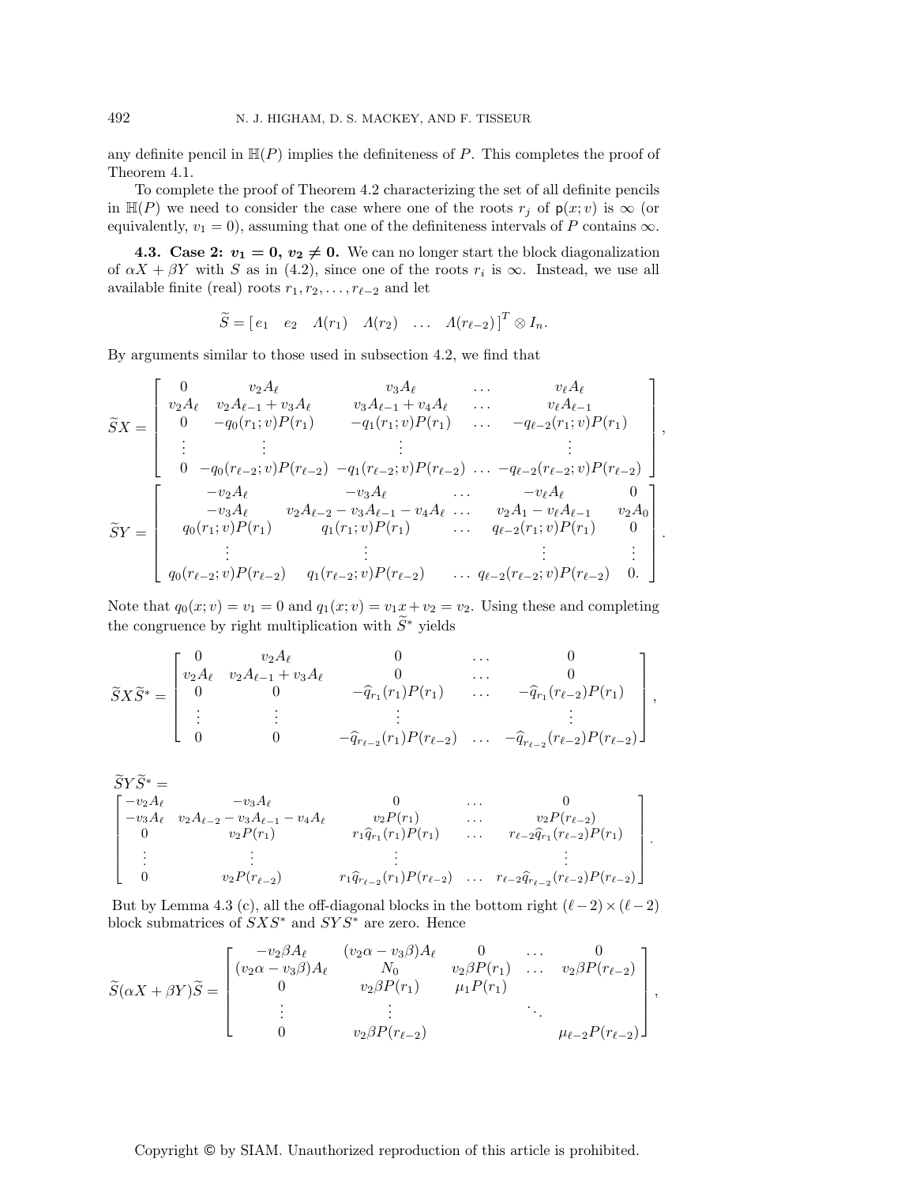any definite pencil in $\mathbb{H}(P)$ implies the definiteness of $P$. This completes the proof of Theorem 4.1.

To complete the proof of Theorem 4.2 characterizing the set of all definite pencils in $\mathbb{H}(P)$ we need to consider the case where one of the roots $r_j$ of $\mathsf{p}(x;v)$ is $\infty$ (or equivalently, $v_1 = 0$), assuming that one of the definiteness intervals of $P$ contains $\infty$.

**4.3. Case 2: $v_1 = 0$, $v_2 \neq 0$.** We can no longer start the block diagonalization of $\alpha X + \beta Y$ with $S$ as in (4.2), since one of the roots $r_i$ is $\infty$. Instead, we use all available finite (real) roots $r_1, r_2, \ldots, r_{\ell-2}$ and let

$$\widetilde{S} = \begin{bmatrix} e_1 & e_2 & \Lambda(r_1) & \Lambda(r_2) & \ldots & \Lambda(r_{\ell-2}) \end{bmatrix}^T \otimes I_n.$$

By arguments similar to those used in subsection 4.2, we find that

$$\widetilde{S}X = \begin{bmatrix} 0 & v_2 A_\ell & v_3 A_\ell & \ldots & v_\ell A_\ell \\ v_2 A_\ell & v_2 A_{\ell-1} + v_3 A_\ell & v_3 A_{\ell-1} + v_4 A_\ell & \ldots & v_\ell A_{\ell-1} \\ 0 & -q_0(r_1;v)P(r_1) & -q_1(r_1;v)P(r_1) & \ldots & -q_{\ell-2}(r_1;v)P(r_1) \\ \vdots & \vdots & \vdots & & \vdots \\ 0 & -q_0(r_{\ell-2};v)P(r_{\ell-2}) & -q_1(r_{\ell-2};v)P(r_{\ell-2}) & \ldots & -q_{\ell-2}(r_{\ell-2};v)P(r_{\ell-2}) \end{bmatrix},$$

$$\widetilde{S}Y = \begin{bmatrix} -v_2 A_\ell & -v_3 A_\ell & \ldots & -v_\ell A_\ell & 0 \\ -v_3 A_\ell & v_2 A_{\ell-2} - v_3 A_{\ell-1} - v_4 A_\ell & \ldots & v_2 A_1 - v_\ell A_{\ell-1} & v_2 A_0 \\ q_0(r_1;v)P(r_1) & q_1(r_1;v)P(r_1) & \ldots & q_{\ell-2}(r_1;v)P(r_1) & 0 \\ \vdots & \vdots & & \vdots & \vdots \\ q_0(r_{\ell-2};v)P(r_{\ell-2}) & q_1(r_{\ell-2};v)P(r_{\ell-2}) & \ldots & q_{\ell-2}(r_{\ell-2};v)P(r_{\ell-2}) & 0. \end{bmatrix}.$$

Note that $q_0(x;v) = v_1 = 0$ and $q_1(x;v) = v_1 x + v_2 = v_2$. Using these and completing the congruence by right multiplication with $\widetilde{S}^*$ yields

$$\widetilde{S}X\widetilde{S}^* = \begin{bmatrix} 0 & v_2 A_\ell & 0 & \ldots & 0 \\ v_2 A_\ell & v_2 A_{\ell-1} + v_3 A_\ell & 0 & \ldots & 0 \\ 0 & 0 & -\widehat{q}_{r_1}(r_1)P(r_1) & \ldots & -\widehat{q}_{r_1}(r_{\ell-2})P(r_1) \\ \vdots & \vdots & \vdots & & \vdots \\ 0 & 0 & -\widehat{q}_{r_{\ell-2}}(r_1)P(r_{\ell-2}) & \ldots & -\widehat{q}_{r_{\ell-2}}(r_{\ell-2})P(r_{\ell-2}) \end{bmatrix},$$

$$\widetilde{S}Y\widetilde{S}^* = \begin{bmatrix} -v_2 A_\ell & -v_3 A_\ell & 0 & \ldots & 0 \\ -v_3 A_\ell & v_2 A_{\ell-2} - v_3 A_{\ell-1} - v_4 A_\ell & v_2 P(r_1) & \ldots & v_2 P(r_{\ell-2}) \\ 0 & v_2 P(r_1) & r_1 \widehat{q}_{r_1}(r_1)P(r_1) & \ldots & r_{\ell-2}\widehat{q}_{r_1}(r_{\ell-2})P(r_1) \\ \vdots & \vdots & \vdots & & \vdots \\ 0 & v_2 P(r_{\ell-2}) & r_1 \widehat{q}_{r_{\ell-2}}(r_1)P(r_{\ell-2}) & \ldots & r_{\ell-2}\widehat{q}_{r_{\ell-2}}(r_{\ell-2})P(r_{\ell-2}) \end{bmatrix}.$$

But by Lemma 4.3 (c), all the off-diagonal blocks in the bottom right $(\ell-2) \times (\ell-2)$ block submatrices of $SXS^*$ and $SYS^*$ are zero. Hence

$$\widetilde{S}(\alpha X + \beta Y)\widetilde{S} = \begin{bmatrix} -v_2 \beta A_\ell & (v_2 \alpha - v_3 \beta)A_\ell & 0 & \ldots & 0 \\ (v_2 \alpha - v_3 \beta)A_\ell & N_0 & v_2 \beta P(r_1) & \ldots & v_2 \beta P(r_{\ell-2}) \\ 0 & v_2 \beta P(r_1) & \mu_1 P(r_1) & & \\ \vdots & \vdots & & \ddots & \\ 0 & v_2 \beta P(r_{\ell-2}) & & & \mu_{\ell-2} P(r_{\ell-2}) \end{bmatrix},$$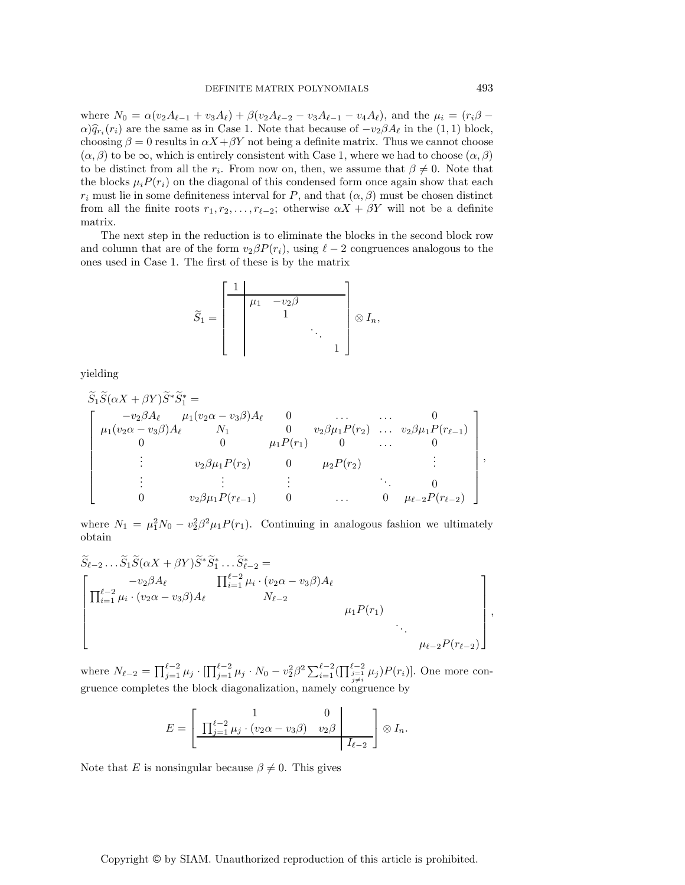where $N_0 = \alpha(v_2 A_{\ell-1} + v_3 A_\ell) + \beta(v_2 A_{\ell-2} - v_3 A_{\ell-1} - v_4 A_\ell)$, and the $\mu_i = (r_i\beta - \alpha)\widehat{q}_{r_i}(r_i)$ are the same as in Case 1. Note that because of $-v_2\beta A_\ell$ in the $(1,1)$ block, choosing $\beta = 0$ results in $\alpha X + \beta Y$ not being a definite matrix. Thus we cannot choose $(\alpha, \beta)$ to be $\infty$, which is entirely consistent with Case 1, where we had to choose $(\alpha, \beta)$ to be distinct from all the $r_i$. From now on, then, we assume that $\beta \neq 0$. Note that the blocks $\mu_i P(r_i)$ on the diagonal of this condensed form once again show that each $r_i$ must lie in some definiteness interval for $P$, and that $(\alpha, \beta)$ must be chosen distinct from all the finite roots $r_1, r_2, \ldots, r_{\ell-2}$; otherwise $\alpha X + \beta Y$ will not be a definite matrix.

The next step in the reduction is to eliminate the blocks in the second block row and column that are of the form $v_2\beta P(r_i)$, using $\ell - 2$ congruences analogous to the ones used in Case 1. The first of these is by the matrix

$$
\widetilde{S}_1 = \left[\begin{array}{c|cccc} 1 & & & & \\ \hline & \mu_1 & -v_2\beta & & \\ & & 1 & & \\ & & & \ddots & \\ & & & & 1 \end{array}\right] \otimes I_n,
$$

yielding

$$
\widetilde{S}_1\widetilde{S}(\alpha X + \beta Y)\widetilde{S}^*\widetilde{S}_1^* =
$$
$$
\begin{bmatrix}
-v_2\beta A_\ell & \mu_1(v_2\alpha - v_3\beta)A_\ell & 0 & \ldots & \ldots & 0 \\
\mu_1(v_2\alpha - v_3\beta)A_\ell & N_1 & 0 & v_2\beta\mu_1 P(r_2) & \ldots & v_2\beta\mu_1 P(r_{\ell-1}) \\
0 & 0 & \mu_1 P(r_1) & 0 & \ldots & 0 \\
\vdots & v_2\beta\mu_1 P(r_2) & 0 & \mu_2 P(r_2) & & \vdots \\
\vdots & \vdots & \vdots & & \ddots & 0 \\
0 & v_2\beta\mu_1 P(r_{\ell-1}) & 0 & \ldots & 0 & \mu_{\ell-2} P(r_{\ell-2})
\end{bmatrix},
$$

where $N_1 = \mu_1^2 N_0 - v_2^2\beta^2\mu_1 P(r_1)$. Continuing in analogous fashion we ultimately obtain

$$
\widetilde{S}_{\ell-2}\ldots\widetilde{S}_1\widetilde{S}(\alpha X + \beta Y)\widetilde{S}^*\widetilde{S}_1^*\ldots\widetilde{S}_{\ell-2}^* =
$$
$$
\begin{bmatrix}
-v_2\beta A_\ell & \prod_{i=1}^{\ell-2}\mu_i \cdot (v_2\alpha - v_3\beta)A_\ell & & & \\
\prod_{i=1}^{\ell-2}\mu_i \cdot (v_2\alpha - v_3\beta)A_\ell & N_{\ell-2} & & & \\
& & \mu_1 P(r_1) & & \\
& & & \ddots & \\
& & & & \mu_{\ell-2} P(r_{\ell-2})
\end{bmatrix},
$$

where $N_{\ell-2} = \prod_{j=1}^{\ell-2}\mu_j \cdot [\prod_{j=1}^{\ell-2}\mu_j \cdot N_0 - v_2^2\beta^2 \sum_{i=1}^{\ell-2}(\prod_{\substack{j=1\\ j\neq i}}^{\ell-2}\mu_j)P(r_i)]$. One more congruence completes the block diagonalization, namely congruence by

$$
E = \left[\begin{array}{cc|c} 1 & 0 & \\ \prod_{j=1}^{\ell-2}\mu_j \cdot (v_2\alpha - v_3\beta) & v_2\beta & \\ \hline & & I_{\ell-2} \end{array}\right] \otimes I_n.
$$

Note that $E$ is nonsingular because $\beta \neq 0$. This gives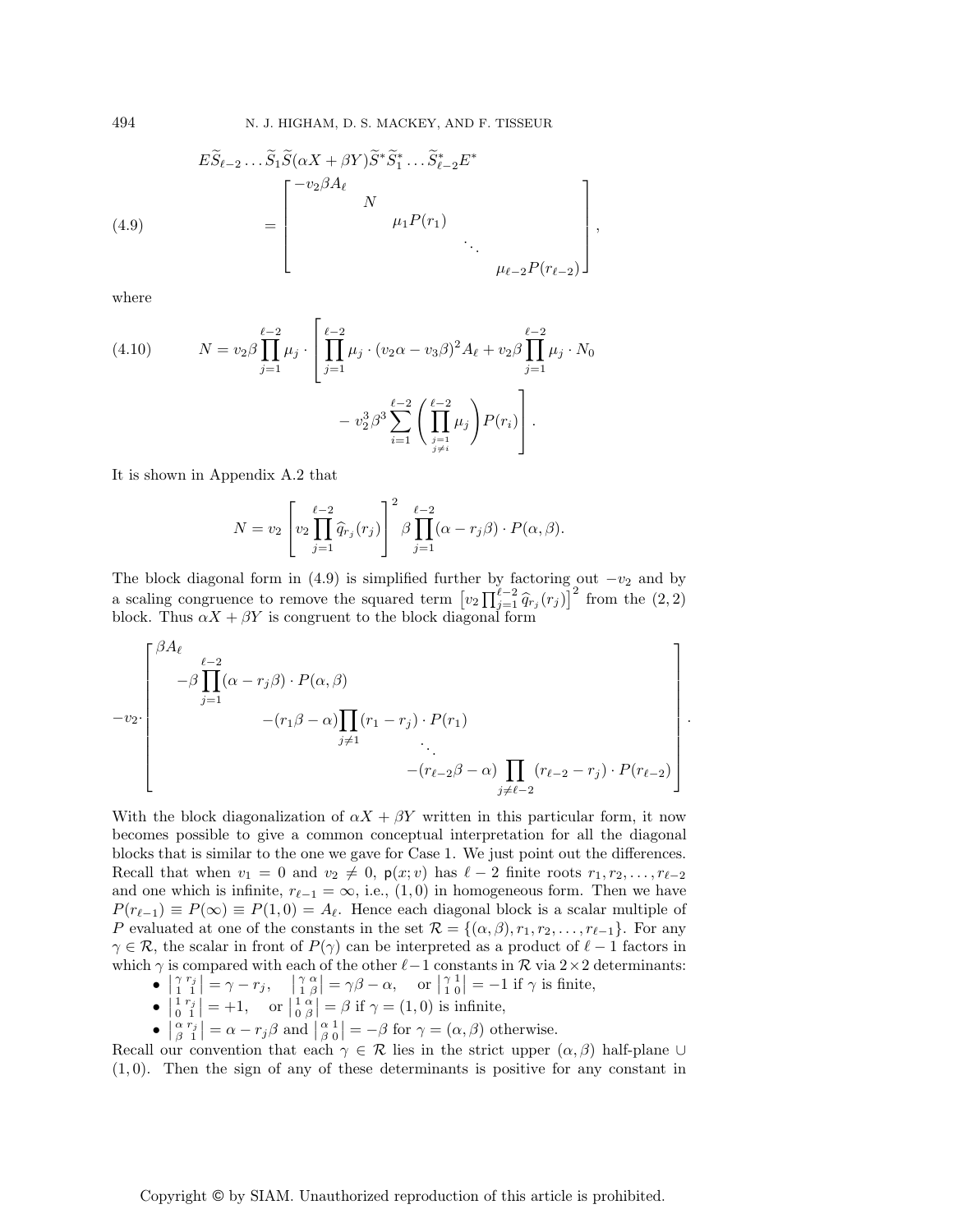$$
E\widetilde{S}_{\ell-2}\dots\widetilde{S}_1\widetilde{S}(\alpha X+\beta Y)\widetilde{S}^*\widetilde{S}_1^*\dots\widetilde{S}_{\ell-2}^*E^*
$$

$$
(4.9) \qquad = \begin{bmatrix} -v_2\beta A_\ell & & & & \\ & N & & & \\ & & \mu_1 P(r_1) & & \\ & & & \ddots & \\ & & & & \mu_{\ell-2}P(r_{\ell-2}) \end{bmatrix},
$$

where

$$
(4.10) \qquad N = v_2\beta\prod_{j=1}^{\ell-2}\mu_j\cdot\left[\prod_{j=1}^{\ell-2}\mu_j\cdot(v_2\alpha-v_3\beta)^2A_\ell + v_2\beta\prod_{j=1}^{\ell-2}\mu_j\cdot N_0 - v_2^3\beta^3\sum_{i=1}^{\ell-2}\left(\prod_{\substack{j=1\\ j\neq i}}^{\ell-2}\mu_j\right)P(r_i)\right].
$$

It is shown in Appendix A.2 that

$$
N = v_2\left[v_2\prod_{j=1}^{\ell-2}\widehat{q}_{r_j}(r_j)\right]^2\beta\prod_{j=1}^{\ell-2}(\alpha-r_j\beta)\cdot P(\alpha,\beta).
$$

The block diagonal form in (4.9) is simplified further by factoring out $-v_2$ and by a scaling congruence to remove the squared term $\left[v_2\prod_{j=1}^{\ell-2}\widehat{q}_{r_j}(r_j)\right]^2$ from the $(2,2)$ block. Thus $\alpha X+\beta Y$ is congruent to the block diagonal form

$$
-v_2\cdot\begin{bmatrix} \beta A_\ell & & & & \\ & -\beta\displaystyle\prod_{j=1}^{\ell-2}(\alpha-r_j\beta)\cdot P(\alpha,\beta) & & & \\ & & -(r_1\beta-\alpha)\displaystyle\prod_{j\neq 1}(r_1-r_j)\cdot P(r_1) & & \\ & & & \ddots & \\ & & & & -(r_{\ell-2}\beta-\alpha)\displaystyle\prod_{j\neq\ell-2}(r_{\ell-2}-r_j)\cdot P(r_{\ell-2}) \end{bmatrix}.
$$

With the block diagonalization of $\alpha X+\beta Y$ written in this particular form, it now becomes possible to give a common conceptual interpretation for all the diagonal blocks that is similar to the one we gave for Case 1. We just point out the differences. Recall that when $v_1=0$ and $v_2\neq 0$, $\mathsf{p}(x;v)$ has $\ell-2$ finite roots $r_1,r_2,\dots,r_{\ell-2}$ and one which is infinite, $r_{\ell-1}=\infty$, i.e., $(1,0)$ in homogeneous form. Then we have $P(r_{\ell-1})\equiv P(\infty)\equiv P(1,0)=A_\ell$. Hence each diagonal block is a scalar multiple of $P$ evaluated at one of the constants in the set $\mathcal{R}=\{(\alpha,\beta),r_1,r_2,\dots,r_{\ell-1}\}$. For any $\gamma\in\mathcal{R}$, the scalar in front of $P(\gamma)$ can be interpreted as a product of $\ell-1$ factors in which $\gamma$ is compared with each of the other $\ell-1$ constants in $\mathcal{R}$ via $2\times 2$ determinants:

- $\left|\begin{smallmatrix}\gamma & r_j\\ 1 & 1\end{smallmatrix}\right| = \gamma-r_j$, $\quad\left|\begin{smallmatrix}\gamma & \alpha\\ 1 & \beta\end{smallmatrix}\right| = \gamma\beta-\alpha$, $\quad$ or $\left|\begin{smallmatrix}\gamma & 1\\ 1 & 0\end{smallmatrix}\right| = -1$ if $\gamma$ is finite,
- $\left|\begin{smallmatrix}1 & r_j\\ 0 & 1\end{smallmatrix}\right| = +1$, $\quad$ or $\left|\begin{smallmatrix}1 & \alpha\\ 0 & \beta\end{smallmatrix}\right| = \beta$ if $\gamma=(1,0)$ is infinite,
- $\left|\begin{smallmatrix}\alpha & r_j\\ \beta & 1\end{smallmatrix}\right| = \alpha-r_j\beta$ and $\left|\begin{smallmatrix}\alpha & 1\\ \beta & 0\end{smallmatrix}\right| = -\beta$ for $\gamma=(\alpha,\beta)$ otherwise.

Recall our convention that each $\gamma\in\mathcal{R}$ lies in the strict upper $(\alpha,\beta)$ half-plane $\cup$ $(1,0)$. Then the sign of any of these determinants is positive for any constant in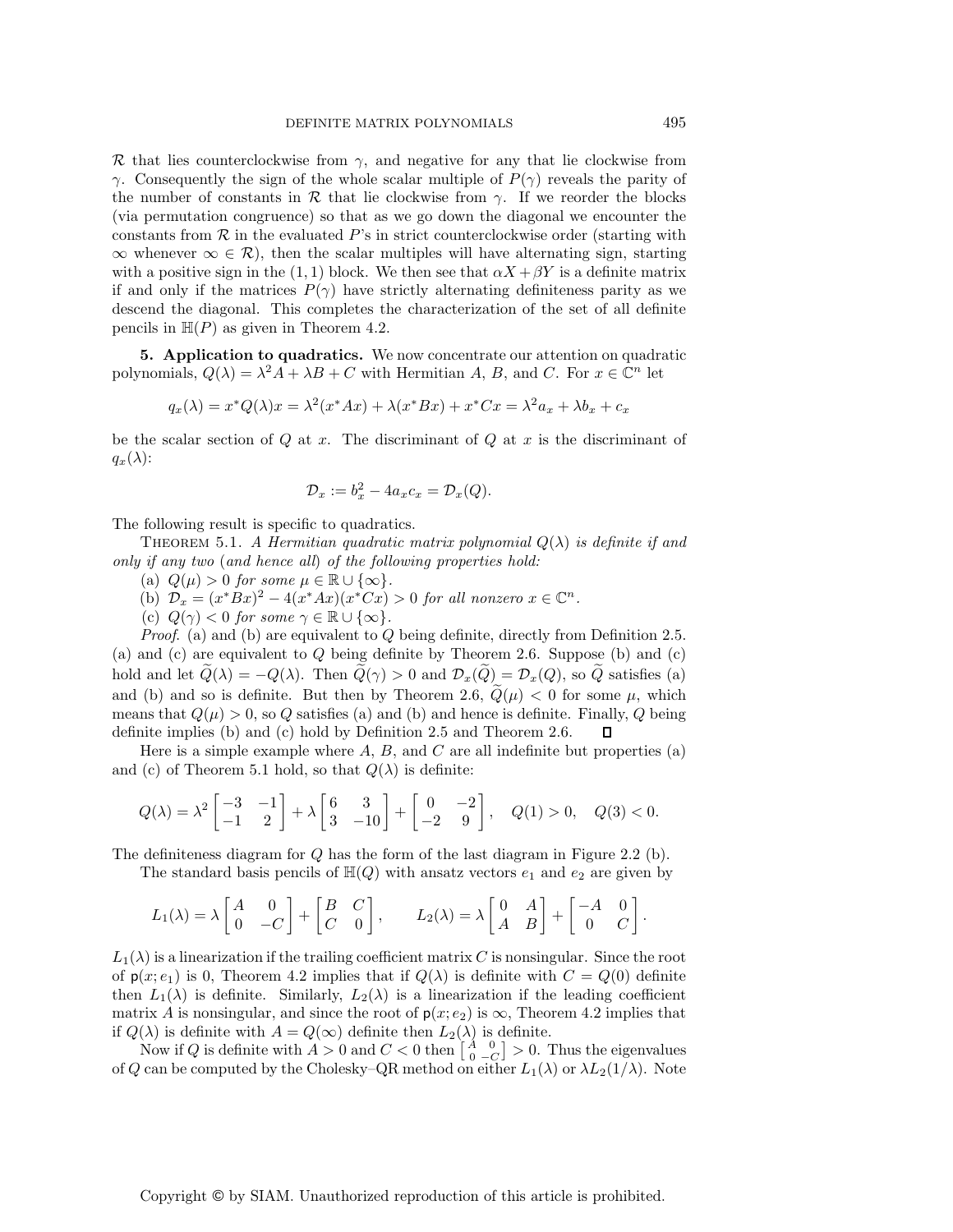$\mathcal{R}$ that lies counterclockwise from $\gamma$, and negative for any that lie clockwise from $\gamma$. Consequently the sign of the whole scalar multiple of $P(\gamma)$ reveals the parity of the number of constants in $\mathcal{R}$ that lie clockwise from $\gamma$. If we reorder the blocks (via permutation congruence) so that as we go down the diagonal we encounter the constants from $\mathcal{R}$ in the evaluated $P$'s in strict counterclockwise order (starting with $\infty$ whenever $\infty \in \mathcal{R}$), then the scalar multiples will have alternating sign, starting with a positive sign in the $(1,1)$ block. We then see that $\alpha X + \beta Y$ is a definite matrix if and only if the matrices $P(\gamma)$ have strictly alternating definiteness parity as we descend the diagonal. This completes the characterization of the set of all definite pencils in $\mathbb{H}(P)$ as given in Theorem 4.2.

## 5. Application to quadratics.

We now concentrate our attention on quadratic polynomials, $Q(\lambda) = \lambda^2 A + \lambda B + C$ with Hermitian $A$, $B$, and $C$. For $x \in \mathbb{C}^n$ let

$$q_x(\lambda) = x^*Q(\lambda)x = \lambda^2(x^*Ax) + \lambda(x^*Bx) + x^*Cx = \lambda^2 a_x + \lambda b_x + c_x$$

be the scalar section of $Q$ at $x$. The discriminant of $Q$ at $x$ is the discriminant of $q_x(\lambda)$:

$$\mathcal{D}_x := b_x^2 - 4a_x c_x = \mathcal{D}_x(Q).$$

The following result is specific to quadratics.

Theorem 5.1. *A Hermitian quadratic matrix polynomial $Q(\lambda)$ is definite if and only if any two (and hence all) of the following properties hold:*

(a) *$Q(\mu) > 0$ for some $\mu \in \mathbb{R} \cup \{\infty\}$.*
(b) *$\mathcal{D}_x = (x^*Bx)^2 - 4(x^*Ax)(x^*Cx) > 0$ for all nonzero $x \in \mathbb{C}^n$.*
(c) *$Q(\gamma) < 0$ for some $\gamma \in \mathbb{R} \cup \{\infty\}$.*

*Proof.* (a) and (b) are equivalent to $Q$ being definite, directly from Definition 2.5. (a) and (c) are equivalent to $Q$ being definite by Theorem 2.6. Suppose (b) and (c) hold and let $\widetilde{Q}(\lambda) = -Q(\lambda)$. Then $\widetilde{Q}(\gamma) > 0$ and $\mathcal{D}_x(\widetilde{Q}) = \mathcal{D}_x(Q)$, so $\widetilde{Q}$ satisfies (a) and (b) and so is definite. But then by Theorem 2.6, $\widetilde{Q}(\mu) < 0$ for some $\mu$, which means that $Q(\mu) > 0$, so $Q$ satisfies (a) and (b) and hence is definite. Finally, $Q$ being definite implies (b) and (c) hold by Definition 2.5 and Theorem 2.6. $\square$

Here is a simple example where $A$, $B$, and $C$ are all indefinite but properties (a) and (c) of Theorem 5.1 hold, so that $Q(\lambda)$ is definite:

$$Q(\lambda) = \lambda^2 \begin{bmatrix} -3 & -1 \\ -1 & 2 \end{bmatrix} + \lambda \begin{bmatrix} 6 & 3 \\ 3 & -10 \end{bmatrix} + \begin{bmatrix} 0 & -2 \\ -2 & 9 \end{bmatrix}, \quad Q(1) > 0, \quad Q(3) < 0.$$

The definiteness diagram for $Q$ has the form of the last diagram in Figure 2.2 (b).

The standard basis pencils of $\mathbb{H}(Q)$ with ansatz vectors $e_1$ and $e_2$ are given by

$$L_1(\lambda) = \lambda \begin{bmatrix} A & 0 \\ 0 & -C \end{bmatrix} + \begin{bmatrix} B & C \\ C & 0 \end{bmatrix}, \qquad L_2(\lambda) = \lambda \begin{bmatrix} 0 & A \\ A & B \end{bmatrix} + \begin{bmatrix} -A & 0 \\ 0 & C \end{bmatrix}.$$

$L_1(\lambda)$ is a linearization if the trailing coefficient matrix $C$ is nonsingular. Since the root of $\mathsf{p}(x; e_1)$ is 0, Theorem 4.2 implies that if $Q(\lambda)$ is definite with $C = Q(0)$ definite then $L_1(\lambda)$ is definite. Similarly, $L_2(\lambda)$ is a linearization if the leading coefficient matrix $A$ is nonsingular, and since the root of $\mathsf{p}(x; e_2)$ is $\infty$, Theorem 4.2 implies that if $Q(\lambda)$ is definite with $A = Q(\infty)$ definite then $L_2(\lambda)$ is definite.

Now if $Q$ is definite with $A > 0$ and $C < 0$ then $\left[\begin{smallmatrix} A & 0 \\ 0 & -C \end{smallmatrix}\right] > 0$. Thus the eigenvalues of $Q$ can be computed by the Cholesky–QR method on either $L_1(\lambda)$ or $\lambda L_2(1/\lambda)$. Note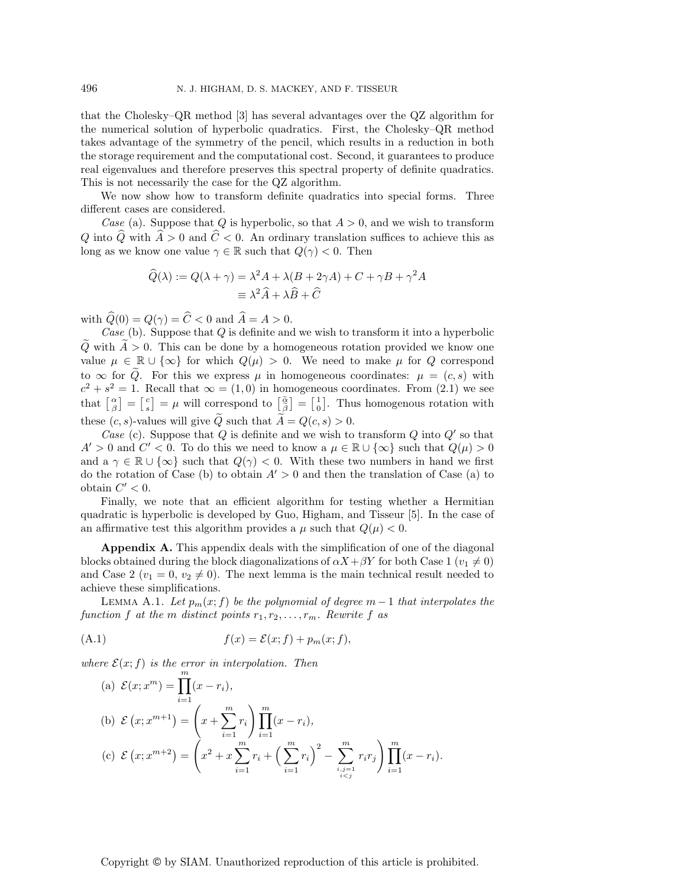that the Cholesky–QR method [3] has several advantages over the QZ algorithm for the numerical solution of hyperbolic quadratics. First, the Cholesky–QR method takes advantage of the symmetry of the pencil, which results in a reduction in both the storage requirement and the computational cost. Second, it guarantees to produce real eigenvalues and therefore preserves this spectral property of definite quadratics. This is not necessarily the case for the QZ algorithm.

We now show how to transform definite quadratics into special forms. Three different cases are considered.

*Case* (a). Suppose that $Q$ is hyperbolic, so that $A > 0$, and we wish to transform $Q$ into $\widehat{Q}$ with $\widehat{A} > 0$ and $\widehat{C} < 0$. An ordinary translation suffices to achieve this as long as we know one value $\gamma \in \mathbb{R}$ such that $Q(\gamma) < 0$. Then

$$\begin{aligned}\widehat{Q}(\lambda) := Q(\lambda + \gamma) &= \lambda^2 A + \lambda(B + 2\gamma A) + C + \gamma B + \gamma^2 A \\ &\equiv \lambda^2 \widehat{A} + \lambda \widehat{B} + \widehat{C}\end{aligned}$$

with $\widehat{Q}(0) = Q(\gamma) = \widehat{C} < 0$ and $\widehat{A} = A > 0$.

*Case* (b). Suppose that $Q$ is definite and we wish to transform it into a hyperbolic $\widetilde{Q}$ with $\widetilde{A} > 0$. This can be done by a homogeneous rotation provided we know one value $\mu \in \mathbb{R} \cup \{\infty\}$ for which $Q(\mu) > 0$. We need to make $\mu$ for $Q$ correspond to $\infty$ for $\widetilde{Q}$. For this we express $\mu$ in homogeneous coordinates: $\mu = (c, s)$ with $c^2 + s^2 = 1$. Recall that $\infty = (1, 0)$ in homogeneous coordinates. From (2.1) we see that $\left[\begin{smallmatrix}\alpha\\ \beta\end{smallmatrix}\right] = \left[\begin{smallmatrix}c\\ s\end{smallmatrix}\right] = \mu$ will correspond to $\left[\begin{smallmatrix}\tilde{\alpha}\\ \tilde{\beta}\end{smallmatrix}\right] = \left[\begin{smallmatrix}1\\ 0\end{smallmatrix}\right]$. Thus homogenous rotation with these $(c, s)$-values will give $\widetilde{Q}$ such that $\widetilde{A} = Q(c, s) > 0$.

*Case* (c). Suppose that $Q$ is definite and we wish to transform $Q$ into $Q'$ so that $A' > 0$ and $C' < 0$. To do this we need to know a $\mu \in \mathbb{R} \cup \{\infty\}$ such that $Q(\mu) > 0$ and a $\gamma \in \mathbb{R} \cup \{\infty\}$ such that $Q(\gamma) < 0$. With these two numbers in hand we first do the rotation of Case (b) to obtain $A' > 0$ and then the translation of Case (a) to obtain $C' < 0$.

Finally, we note that an efficient algorithm for testing whether a Hermitian quadratic is hyperbolic is developed by Guo, Higham, and Tisseur [5]. In the case of an affirmative test this algorithm provides a $\mu$ such that $Q(\mu) < 0$.

**Appendix A.** This appendix deals with the simplification of one of the diagonal blocks obtained during the block diagonalizations of $\alpha X + \beta Y$ for both Case 1 ($v_1 \neq 0$) and Case 2 ($v_1 = 0$, $v_2 \neq 0$). The next lemma is the main technical result needed to achieve these simplifications.

LEMMA A.1. *Let $p_m(x; f)$ be the polynomial of degree $m-1$ that interpolates the function $f$ at the $m$ distinct points $r_1, r_2, \ldots, r_m$. Rewrite $f$ as*

$$f(x) = \mathcal{E}(x; f) + p_m(x; f), \tag{A.1}$$

*where $\mathcal{E}(x; f)$ is the error in interpolation. Then*

(a) $\mathcal{E}(x; x^m) = \displaystyle\prod_{i=1}^{m} (x - r_i)$,

(b) $\mathcal{E}\left(x; x^{m+1}\right) = \left(x + \displaystyle\sum_{i=1}^{m} r_i\right) \prod_{i=1}^{m} (x - r_i)$,

(c) $\mathcal{E}\left(x; x^{m+2}\right) = \left(x^2 + x\displaystyle\sum_{i=1}^{m} r_i + \Big(\sum_{i=1}^{m} r_i\Big)^2 - \sum_{\substack{i,j=1\\ i<j}}^{m} r_i r_j\right) \prod_{i=1}^{m} (x - r_i)$.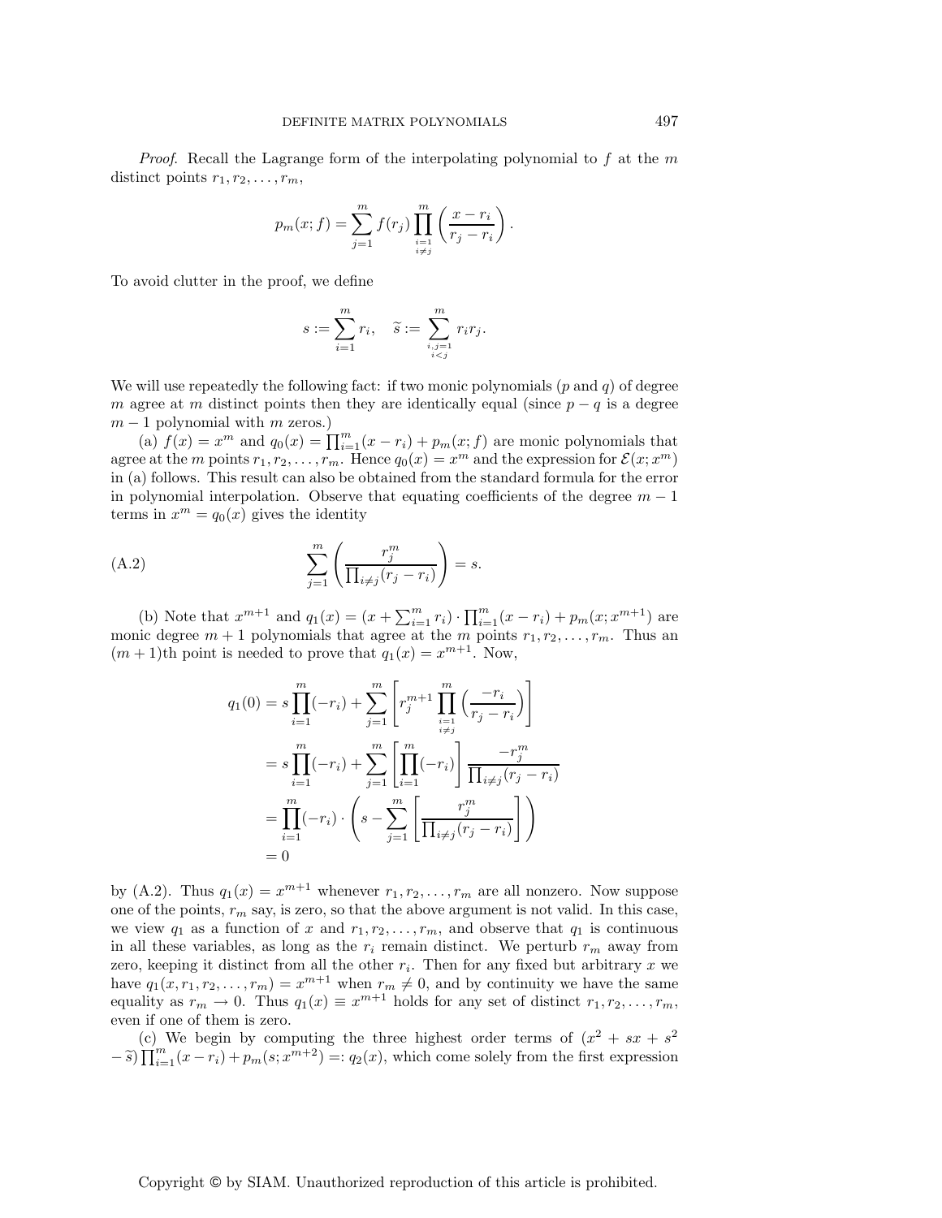*Proof.* Recall the Lagrange form of the interpolating polynomial to $f$ at the $m$ distinct points $r_1, r_2, \ldots, r_m$,

$$p_m(x; f) = \sum_{j=1}^{m} f(r_j) \prod_{\substack{i=1 \\ i \neq j}}^{m} \left( \frac{x - r_i}{r_j - r_i} \right).$$

To avoid clutter in the proof, we define

$$s := \sum_{i=1}^{m} r_i, \quad \widetilde{s} := \sum_{\substack{i,j=1 \\ i<j}}^{m} r_i r_j.$$

We will use repeatedly the following fact: if two monic polynomials ($p$ and $q$) of degree $m$ agree at $m$ distinct points then they are identically equal (since $p - q$ is a degree $m-1$ polynomial with $m$ zeros.)

(a) $f(x) = x^m$ and $q_0(x) = \prod_{i=1}^{m}(x - r_i) + p_m(x; f)$ are monic polynomials that agree at the $m$ points $r_1, r_2, \ldots, r_m$. Hence $q_0(x) = x^m$ and the expression for $\mathcal{E}(x; x^m)$ in (a) follows. This result can also be obtained from the standard formula for the error in polynomial interpolation. Observe that equating coefficients of the degree $m-1$ terms in $x^m = q_0(x)$ gives the identity

$$\sum_{j=1}^{m} \left( \frac{r_j^m}{\prod_{i \neq j}(r_j - r_i)} \right) = s. \tag{A.2}$$

(b) Note that $x^{m+1}$ and $q_1(x) = (x + \sum_{i=1}^{m} r_i) \cdot \prod_{i=1}^{m}(x - r_i) + p_m(x; x^{m+1})$ are monic degree $m+1$ polynomials that agree at the $m$ points $r_1, r_2, \ldots, r_m$. Thus an $(m+1)$th point is needed to prove that $q_1(x) = x^{m+1}$. Now,

$$\begin{aligned}
q_1(0) &= s \prod_{i=1}^{m}(-r_i) + \sum_{j=1}^{m} \left[ r_j^{m+1} \prod_{\substack{i=1 \\ i \neq j}}^{m} \left( \frac{-r_i}{r_j - r_i} \right) \right] \\
&= s \prod_{i=1}^{m}(-r_i) + \sum_{j=1}^{m} \left[ \prod_{i=1}^{m}(-r_i) \right] \frac{-r_j^m}{\prod_{i \neq j}(r_j - r_i)} \\
&= \prod_{i=1}^{m}(-r_i) \cdot \left( s - \sum_{j=1}^{m} \left[ \frac{r_j^m}{\prod_{i \neq j}(r_j - r_i)} \right] \right) \\
&= 0
\end{aligned}$$

by (A.2). Thus $q_1(x) = x^{m+1}$ whenever $r_1, r_2, \ldots, r_m$ are all nonzero. Now suppose one of the points, $r_m$ say, is zero, so that the above argument is not valid. In this case, we view $q_1$ as a function of $x$ and $r_1, r_2, \ldots, r_m$, and observe that $q_1$ is continuous in all these variables, as long as the $r_i$ remain distinct. We perturb $r_m$ away from zero, keeping it distinct from all the other $r_i$. Then for any fixed but arbitrary $x$ we have $q_1(x, r_1, r_2, \ldots, r_m) = x^{m+1}$ when $r_m \neq 0$, and by continuity we have the same equality as $r_m \to 0$. Thus $q_1(x) \equiv x^{m+1}$ holds for any set of distinct $r_1, r_2, \ldots, r_m$, even if one of them is zero.

(c) We begin by computing the three highest order terms of $(x^2 + sx + s^2 - \widetilde{s}) \prod_{i=1}^{m}(x - r_i) + p_m(s; x^{m+2}) =: q_2(x)$, which come solely from the first expression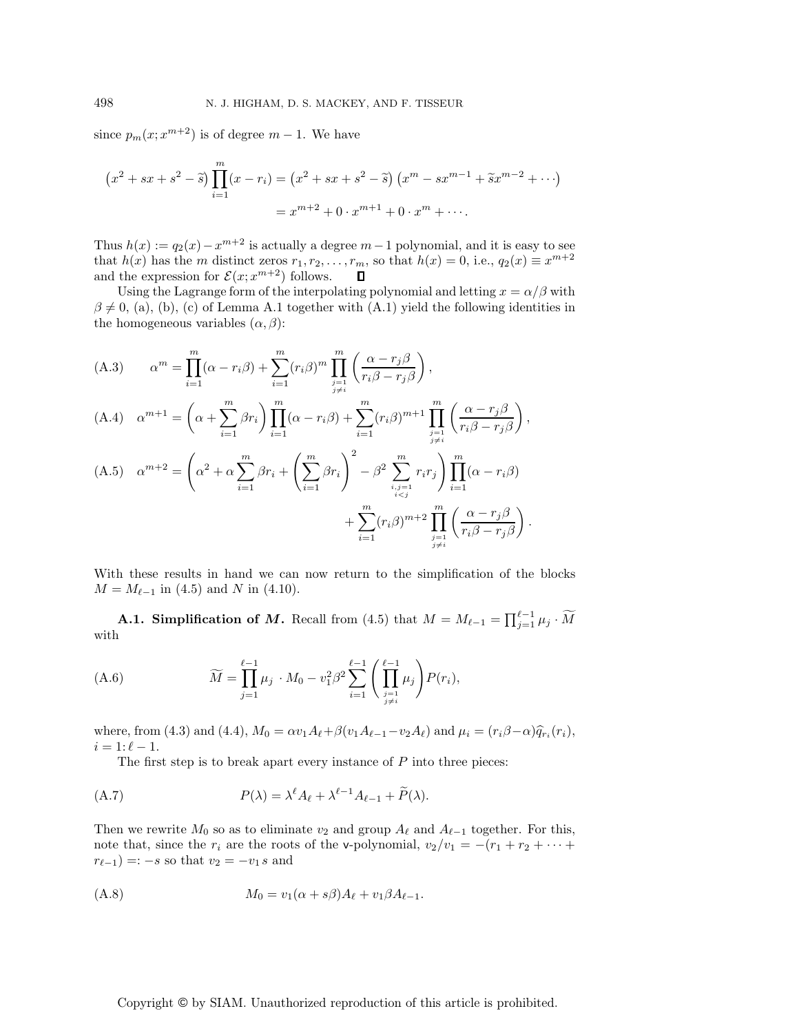since $p_m(x; x^{m+2})$ is of degree $m-1$. We have

$$
\begin{aligned}
\left(x^2 + sx + s^2 - \widetilde{s}\right) \prod_{i=1}^{m} (x - r_i) &= \left(x^2 + sx + s^2 - \widetilde{s}\right) \left(x^m - sx^{m-1} + \widetilde{s}x^{m-2} + \cdots\right) \\
&= x^{m+2} + 0 \cdot x^{m+1} + 0 \cdot x^m + \cdots .
\end{aligned}
$$

Thus $h(x) := q_2(x) - x^{m+2}$ is actually a degree $m-1$ polynomial, and it is easy to see that $h(x)$ has the $m$ distinct zeros $r_1, r_2, \ldots, r_m$, so that $h(x) = 0$, i.e., $q_2(x) \equiv x^{m+2}$ and the expression for $\mathcal{E}(x; x^{m+2})$ follows. $\square$

Using the Lagrange form of the interpolating polynomial and letting $x = \alpha/\beta$ with $\beta \neq 0$, (a), (b), (c) of Lemma A.1 together with (A.1) yield the following identities in the homogeneous variables $(\alpha, \beta)$:

$$
\alpha^m = \prod_{i=1}^{m} (\alpha - r_i \beta) + \sum_{i=1}^{m} (r_i \beta)^m \prod_{\substack{j=1 \\ j \neq i}}^{m} \left( \frac{\alpha - r_j \beta}{r_i \beta - r_j \beta} \right), \tag{A.3}
$$

$$
\alpha^{m+1} = \left( \alpha + \sum_{i=1}^{m} \beta r_i \right) \prod_{i=1}^{m} (\alpha - r_i \beta) + \sum_{i=1}^{m} (r_i \beta)^{m+1} \prod_{\substack{j=1 \\ j \neq i}}^{m} \left( \frac{\alpha - r_j \beta}{r_i \beta - r_j \beta} \right), \tag{A.4}
$$

$$
\begin{aligned}
\alpha^{m+2} = &\left( \alpha^2 + \alpha \sum_{i=1}^{m} \beta r_i + \left( \sum_{i=1}^{m} \beta r_i \right)^2 - \beta^2 \sum_{\substack{i,j=1 \\ i<j}}^{m} r_i r_j \right) \prod_{i=1}^{m} (\alpha - r_i \beta) \\
&+ \sum_{i=1}^{m} (r_i \beta)^{m+2} \prod_{\substack{j=1 \\ j \neq i}}^{m} \left( \frac{\alpha - r_j \beta}{r_i \beta - r_j \beta} \right).
\end{aligned} \tag{A.5}
$$

With these results in hand we can now return to the simplification of the blocks $M = M_{\ell-1}$ in (4.5) and $N$ in (4.10).

**A.1. Simplification of $M$.** Recall from (4.5) that $M = M_{\ell-1} = \prod_{j=1}^{\ell-1} \mu_j \cdot \widetilde{M}$ with

$$
\widetilde{M} = \prod_{j=1}^{\ell-1} \mu_j \cdot M_0 - v_1^2 \beta^2 \sum_{i=1}^{\ell-1} \left( \prod_{\substack{j=1 \\ j \neq i}}^{\ell-1} \mu_j \right) P(r_i), \tag{A.6}
$$

where, from (4.3) and (4.4), $M_0 = \alpha v_1 A_\ell + \beta(v_1 A_{\ell-1} - v_2 A_\ell)$ and $\mu_i = (r_i \beta - \alpha) \widehat{q}_{r_i}(r_i)$, $i = 1{:}\,\ell - 1$.

The first step is to break apart every instance of $P$ into three pieces:

$$
P(\lambda) = \lambda^\ell A_\ell + \lambda^{\ell-1} A_{\ell-1} + \widetilde{P}(\lambda). \tag{A.7}
$$

Then we rewrite $M_0$ so as to eliminate $v_2$ and group $A_\ell$ and $A_{\ell-1}$ together. For this, note that, since the $r_i$ are the roots of the v-polynomial, $v_2/v_1 = -(r_1 + r_2 + \cdots + r_{\ell-1}) =: -s$ so that $v_2 = -v_1 s$ and

$$
M_0 = v_1(\alpha + s\beta) A_\ell + v_1 \beta A_{\ell-1}. \tag{A.8}
$$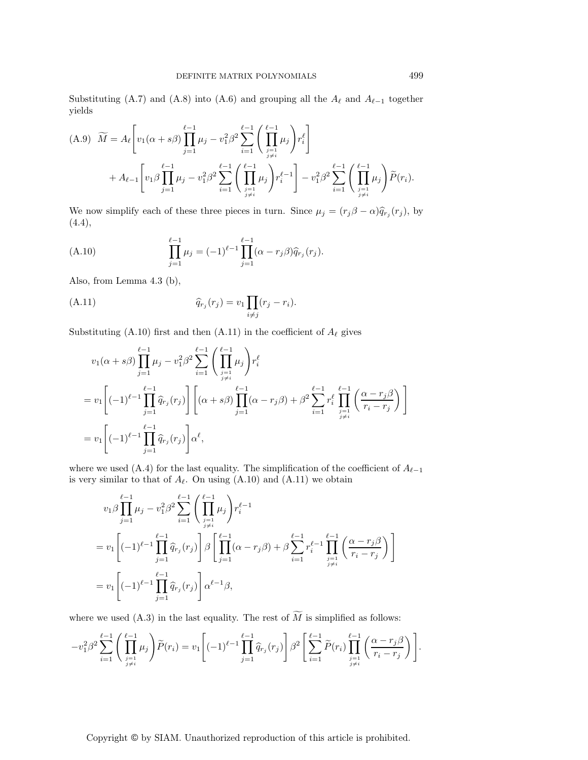Substituting (A.7) and (A.8) into (A.6) and grouping all the $A_\ell$ and $A_{\ell-1}$ together yields

$$
\text{(A.9)}\quad \widetilde{M} = A_\ell\left[v_1(\alpha+s\beta)\prod_{j=1}^{\ell-1}\mu_j - v_1^2\beta^2\sum_{i=1}^{\ell-1}\left(\prod_{\substack{j=1\\j\neq i}}^{\ell-1}\mu_j\right)r_i^\ell\right]
$$
$$
+ A_{\ell-1}\left[v_1\beta\prod_{j=1}^{\ell-1}\mu_j - v_1^2\beta^2\sum_{i=1}^{\ell-1}\left(\prod_{\substack{j=1\\j\neq i}}^{\ell-1}\mu_j\right)r_i^{\ell-1}\right] - v_1^2\beta^2\sum_{i=1}^{\ell-1}\left(\prod_{\substack{j=1\\j\neq i}}^{\ell-1}\mu_j\right)\widetilde{P}(r_i).
$$

We now simplify each of these three pieces in turn. Since $\mu_j = (r_j\beta-\alpha)\widehat{q}_{r_j}(r_j)$, by (4.4),

$$
\text{(A.10)}\qquad \prod_{j=1}^{\ell-1}\mu_j = (-1)^{\ell-1}\prod_{j=1}^{\ell-1}(\alpha-r_j\beta)\widehat{q}_{r_j}(r_j).
$$

Also, from Lemma 4.3 (b),

$$
\text{(A.11)}\qquad \widehat{q}_{r_j}(r_j) = v_1\prod_{i\neq j}(r_j-r_i).
$$

Substituting (A.10) first and then (A.11) in the coefficient of $A_\ell$ gives

$$
\begin{aligned}
&v_1(\alpha+s\beta)\prod_{j=1}^{\ell-1}\mu_j - v_1^2\beta^2\sum_{i=1}^{\ell-1}\left(\prod_{\substack{j=1\\j\neq i}}^{\ell-1}\mu_j\right)r_i^\ell\\
&= v_1\left[(-1)^{\ell-1}\prod_{j=1}^{\ell-1}\widehat{q}_{r_j}(r_j)\right]\left[(\alpha+s\beta)\prod_{j=1}^{\ell-1}(\alpha-r_j\beta)+\beta^2\sum_{i=1}^{\ell-1}r_i^\ell\prod_{\substack{j=1\\j\neq i}}^{\ell-1}\left(\frac{\alpha-r_j\beta}{r_i-r_j}\right)\right]\\
&= v_1\left[(-1)^{\ell-1}\prod_{j=1}^{\ell-1}\widehat{q}_{r_j}(r_j)\right]\alpha^\ell,
\end{aligned}
$$

where we used (A.4) for the last equality. The simplification of the coefficient of $A_{\ell-1}$ is very similar to that of $A_\ell$. On using (A.10) and (A.11) we obtain

$$
\begin{aligned}
&v_1\beta\prod_{j=1}^{\ell-1}\mu_j - v_1^2\beta^2\sum_{i=1}^{\ell-1}\left(\prod_{\substack{j=1\\j\neq i}}^{\ell-1}\mu_j\right)r_i^{\ell-1}\\
&= v_1\left[(-1)^{\ell-1}\prod_{j=1}^{\ell-1}\widehat{q}_{r_j}(r_j)\right]\beta\left[\prod_{j=1}^{\ell-1}(\alpha-r_j\beta)+\beta\sum_{i=1}^{\ell-1}r_i^{\ell-1}\prod_{\substack{j=1\\j\neq i}}^{\ell-1}\left(\frac{\alpha-r_j\beta}{r_i-r_j}\right)\right]\\
&= v_1\left[(-1)^{\ell-1}\prod_{j=1}^{\ell-1}\widehat{q}_{r_j}(r_j)\right]\alpha^{\ell-1}\beta,
\end{aligned}
$$

where we used (A.3) in the last equality. The rest of $\widetilde{M}$ is simplified as follows:

$$
-v_1^2\beta^2\sum_{i=1}^{\ell-1}\left(\prod_{\substack{j=1\\j\neq i}}^{\ell-1}\mu_j\right)\widetilde{P}(r_i) = v_1\left[(-1)^{\ell-1}\prod_{j=1}^{\ell-1}\widehat{q}_{r_j}(r_j)\right]\beta^2\left[\sum_{i=1}^{\ell-1}\widetilde{P}(r_i)\prod_{\substack{j=1\\j\neq i}}^{\ell-1}\left(\frac{\alpha-r_j\beta}{r_i-r_j}\right)\right].
$$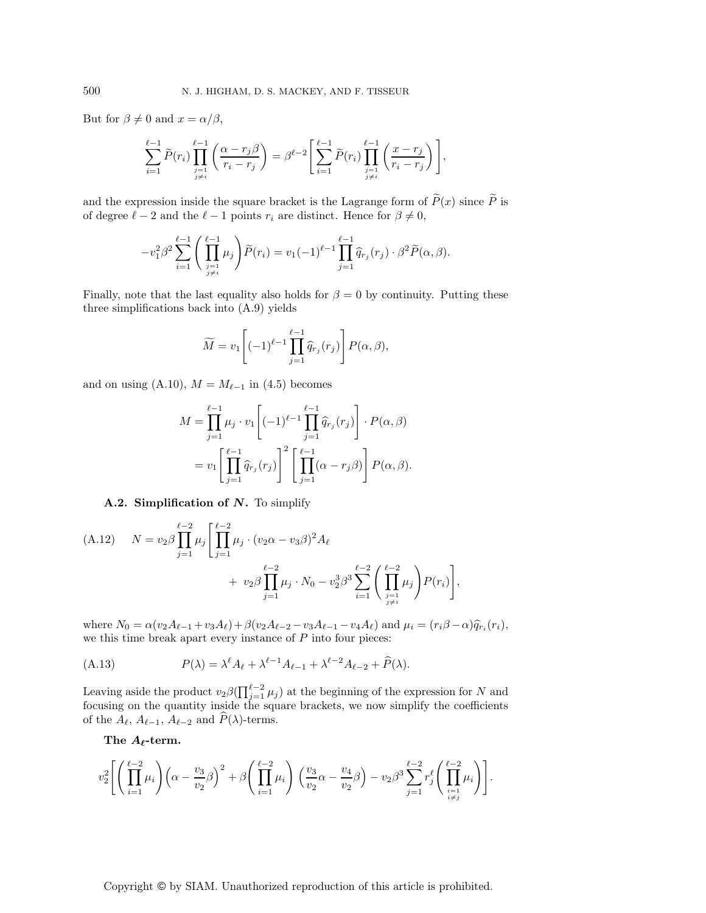But for $\beta \neq 0$ and $x = \alpha/\beta$,

$$\sum_{i=1}^{\ell-1} \widetilde{P}(r_i) \prod_{\substack{j=1 \\ j\neq i}}^{\ell-1} \left( \frac{\alpha - r_j\beta}{r_i - r_j} \right) = \beta^{\ell-2} \left[ \sum_{i=1}^{\ell-1} \widetilde{P}(r_i) \prod_{\substack{j=1 \\ j\neq i}}^{\ell-1} \left( \frac{x - r_j}{r_i - r_j} \right) \right],$$

and the expression inside the square bracket is the Lagrange form of $\widetilde{P}(x)$ since $\widetilde{P}$ is of degree $\ell - 2$ and the $\ell - 1$ points $r_i$ are distinct. Hence for $\beta \neq 0$,

$$-v_1^2 \beta^2 \sum_{i=1}^{\ell-1} \left( \prod_{\substack{j=1 \\ j\neq i}}^{\ell-1} \mu_j \right) \widetilde{P}(r_i) = v_1 (-1)^{\ell-1} \prod_{j=1}^{\ell-1} \widehat{q}_{r_j}(r_j) \cdot \beta^2 \widetilde{P}(\alpha, \beta).$$

Finally, note that the last equality also holds for $\beta = 0$ by continuity. Putting these three simplifications back into (A.9) yields

$$\widetilde{M} = v_1 \left[ (-1)^{\ell-1} \prod_{j=1}^{\ell-1} \widehat{q}_{r_j}(r_j) \right] P(\alpha, \beta),$$

and on using (A.10), $M = M_{\ell-1}$ in (4.5) becomes

$$\begin{aligned} M &= \prod_{j=1}^{\ell-1} \mu_j \cdot v_1 \left[ (-1)^{\ell-1} \prod_{j=1}^{\ell-1} \widehat{q}_{r_j}(r_j) \right] \cdot P(\alpha, \beta) \\ &= v_1 \left[ \prod_{j=1}^{\ell-1} \widehat{q}_{r_j}(r_j) \right]^2 \left[ \prod_{j=1}^{\ell-1} (\alpha - r_j \beta) \right] P(\alpha, \beta). \end{aligned}$$

**A.2. Simplification of $N$.** To simplify

$$N = v_2 \beta \prod_{j=1}^{\ell-2} \mu_j \left[ \prod_{j=1}^{\ell-2} \mu_j \cdot (v_2 \alpha - v_3 \beta)^2 A_\ell + v_2 \beta \prod_{j=1}^{\ell-2} \mu_j \cdot N_0 - v_2^3 \beta^3 \sum_{i=1}^{\ell-2} \left( \prod_{\substack{j=1 \\ j\neq i}}^{\ell-2} \mu_j \right) P(r_i) \right], \tag{A.12}$$

where $N_0 = \alpha(v_2 A_{\ell-1} + v_3 A_\ell) + \beta(v_2 A_{\ell-2} - v_3 A_{\ell-1} - v_4 A_\ell)$ and $\mu_i = (r_i \beta - \alpha)\widehat{q}_{r_i}(r_i)$, we this time break apart every instance of $P$ into four pieces:

$$P(\lambda) = \lambda^\ell A_\ell + \lambda^{\ell-1} A_{\ell-1} + \lambda^{\ell-2} A_{\ell-2} + \widehat{P}(\lambda). \tag{A.13}$$

Leaving aside the product $v_2 \beta (\prod_{j=1}^{\ell-2} \mu_j)$ at the beginning of the expression for $N$ and focusing on the quantity inside the square brackets, we now simplify the coefficients of the $A_\ell$, $A_{\ell-1}$, $A_{\ell-2}$ and $\widehat{P}(\lambda)$-terms.

**The $A_\ell$-term.**

$$v_2^2 \left[ \left( \prod_{i=1}^{\ell-2} \mu_i \right) \left( \alpha - \frac{v_3}{v_2} \beta \right)^2 + \beta \left( \prod_{i=1}^{\ell-2} \mu_i \right) \left( \frac{v_3}{v_2} \alpha - \frac{v_4}{v_2} \beta \right) - v_2 \beta^3 \sum_{j=1}^{\ell-2} r_j^\ell \left( \prod_{\substack{i=1 \\ i\neq j}}^{\ell-2} \mu_i \right) \right].$$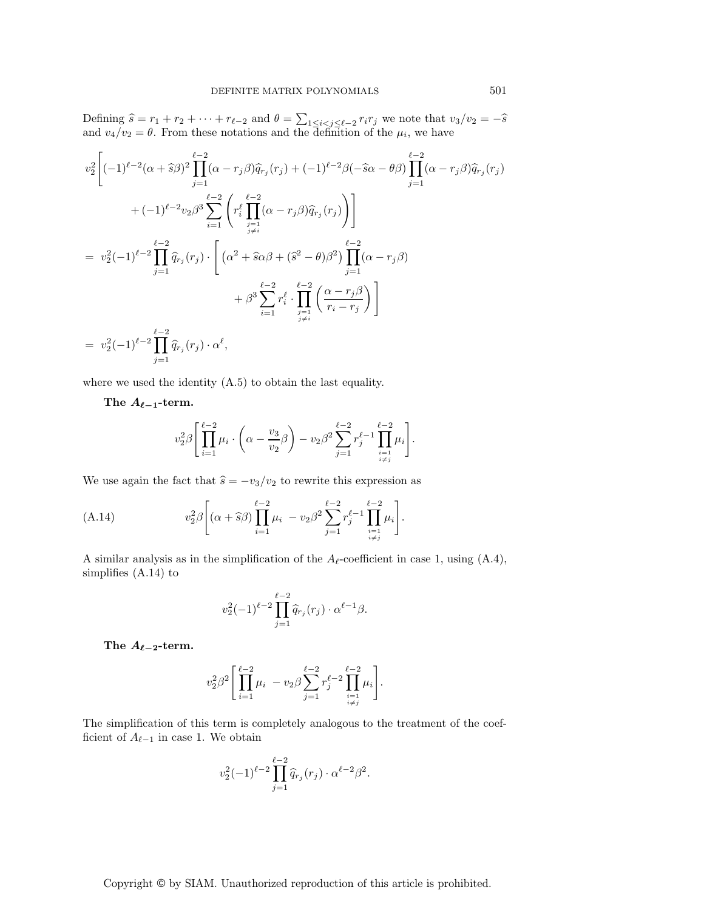Defining $\widehat{s} = r_1 + r_2 + \cdots + r_{\ell-2}$ and $\theta = \sum_{1\le i<j\le \ell-2} r_i r_j$ we note that $v_3/v_2 = -\widehat{s}$ and $v_4/v_2 = \theta$. From these notations and the definition of the $\mu_i$, we have

$$
\begin{aligned}
& v_2^2\Bigg[(-1)^{\ell-2}(\alpha+\widehat{s}\beta)^2\prod_{j=1}^{\ell-2}(\alpha-r_j\beta)\widehat{q}_{r_j}(r_j) + (-1)^{\ell-2}\beta(-\widehat{s}\alpha-\theta\beta)\prod_{j=1}^{\ell-2}(\alpha-r_j\beta)\widehat{q}_{r_j}(r_j) \\
&\qquad + (-1)^{\ell-2}v_2\beta^3\sum_{i=1}^{\ell-2}\Bigg(r_i^{\ell}\prod_{\substack{j=1\\ j\neq i}}^{\ell-2}(\alpha-r_j\beta)\widehat{q}_{r_j}(r_j)\Bigg)\Bigg] \\
&= v_2^2(-1)^{\ell-2}\prod_{j=1}^{\ell-2}\widehat{q}_{r_j}(r_j)\cdot\Bigg[\left(\alpha^2+\widehat{s}\alpha\beta+(\widehat{s}^2-\theta)\beta^2\right)\prod_{j=1}^{\ell-2}(\alpha-r_j\beta) \\
&\qquad + \beta^3\sum_{i=1}^{\ell-2}r_i^{\ell}\cdot\prod_{\substack{j=1\\ j\neq i}}^{\ell-2}\left(\frac{\alpha-r_j\beta}{r_i-r_j}\right)\Bigg] \\
&= v_2^2(-1)^{\ell-2}\prod_{j=1}^{\ell-2}\widehat{q}_{r_j}(r_j)\cdot\alpha^{\ell},
\end{aligned}
$$

where we used the identity (A.5) to obtain the last equality.

**The $A_{\ell-1}$-term.**

$$
v_2^2\beta\Bigg[\prod_{i=1}^{\ell-2}\mu_i\cdot\left(\alpha-\frac{v_3}{v_2}\beta\right) - v_2\beta^2\sum_{j=1}^{\ell-2}r_j^{\ell-1}\prod_{\substack{i=1\\ i\neq j}}^{\ell-2}\mu_i\Bigg].
$$

We use again the fact that $\widehat{s} = -v_3/v_2$ to rewrite this expression as

$$
v_2^2\beta\Bigg[(\alpha+\widehat{s}\beta)\prod_{i=1}^{\ell-2}\mu_i - v_2\beta^2\sum_{j=1}^{\ell-2}r_j^{\ell-1}\prod_{\substack{i=1\\ i\neq j}}^{\ell-2}\mu_i\Bigg]. \tag{A.14}
$$

A similar analysis as in the simplification of the $A_\ell$-coefficient in case 1, using (A.4), simplifies (A.14) to

$$
v_2^2(-1)^{\ell-2}\prod_{j=1}^{\ell-2}\widehat{q}_{r_j}(r_j)\cdot\alpha^{\ell-1}\beta.
$$

**The $A_{\ell-2}$-term.**

$$
v_2^2\beta^2\Bigg[\prod_{i=1}^{\ell-2}\mu_i - v_2\beta\sum_{j=1}^{\ell-2}r_j^{\ell-2}\prod_{\substack{i=1\\ i\neq j}}^{\ell-2}\mu_i\Bigg].
$$

The simplification of this term is completely analogous to the treatment of the coefficient of $A_{\ell-1}$ in case 1. We obtain

$$
v_2^2(-1)^{\ell-2}\prod_{j=1}^{\ell-2}\widehat{q}_{r_j}(r_j)\cdot\alpha^{\ell-2}\beta^2.
$$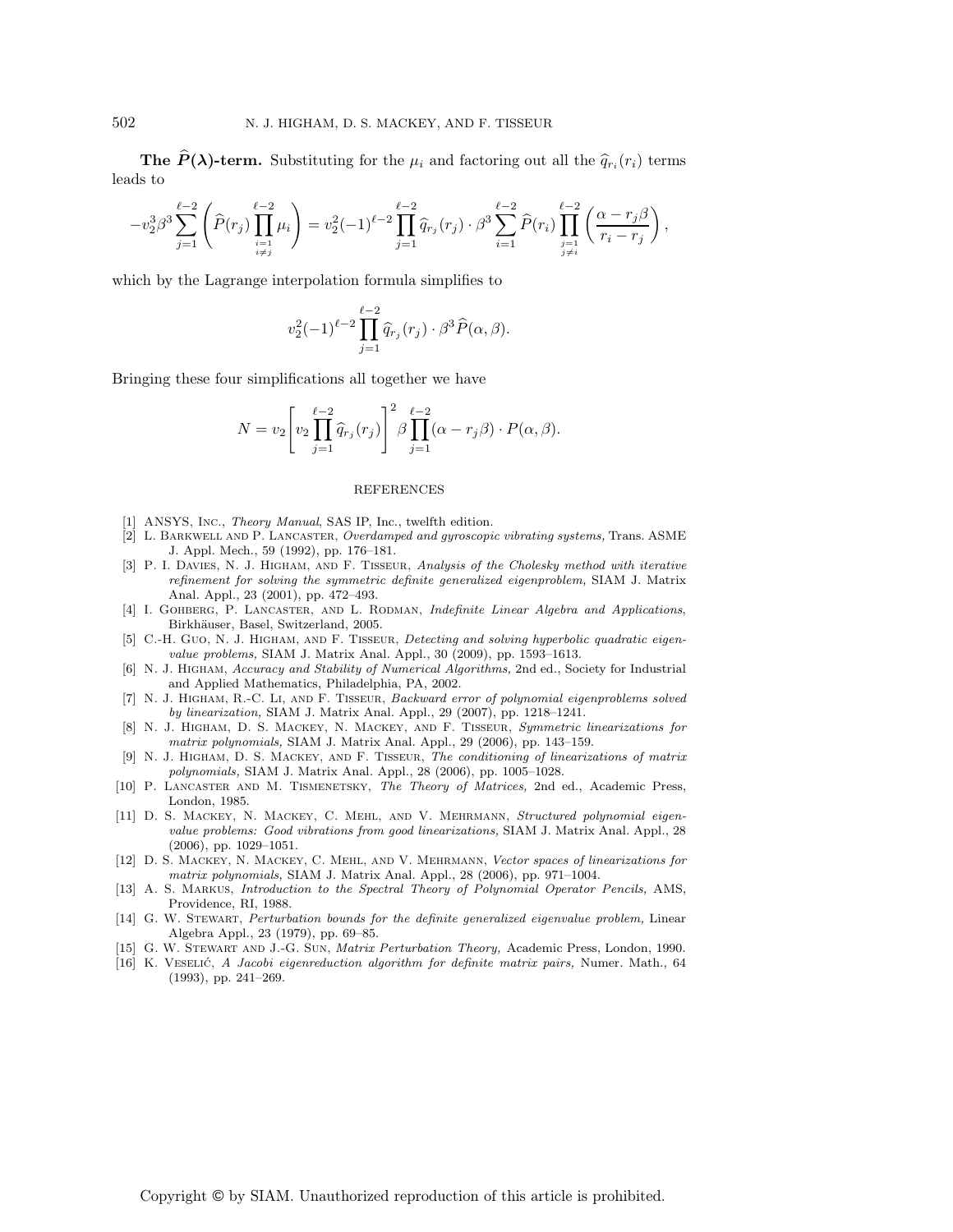**The $\widehat{P}(\lambda)$-term.** Substituting for the $\mu_i$ and factoring out all the $\widehat{q}_{r_i}(r_i)$ terms leads to

$$-v_2^3\beta^3 \sum_{j=1}^{\ell-2} \left( \widehat{P}(r_j) \prod_{\substack{i=1\\i\neq j}}^{\ell-2} \mu_i \right) = v_2^2(-1)^{\ell-2} \prod_{j=1}^{\ell-2} \widehat{q}_{r_j}(r_j) \cdot \beta^3 \sum_{i=1}^{\ell-2} \widehat{P}(r_i) \prod_{\substack{j=1\\j\neq i}}^{\ell-2} \left( \frac{\alpha - r_j\beta}{r_i - r_j} \right),$$

which by the Lagrange interpolation formula simplifies to

$$v_2^2(-1)^{\ell-2} \prod_{j=1}^{\ell-2} \widehat{q}_{r_j}(r_j) \cdot \beta^3 \widehat{P}(\alpha, \beta).$$

Bringing these four simplifications all together we have

$$N = v_2 \left[ v_2 \prod_{j=1}^{\ell-2} \widehat{q}_{r_j}(r_j) \right]^2 \beta \prod_{j=1}^{\ell-2} (\alpha - r_j\beta) \cdot P(\alpha, \beta).$$

## REFERENCES

[1] ANSYS, Inc., *Theory Manual*, SAS IP, Inc., twelfth edition.

[2] L. Barkwell and P. Lancaster, *Overdamped and gyroscopic vibrating systems,* Trans. ASME J. Appl. Mech., 59 (1992), pp. 176–181.

[3] P. I. Davies, N. J. Higham, and F. Tisseur, *Analysis of the Cholesky method with iterative refinement for solving the symmetric definite generalized eigenproblem,* SIAM J. Matrix Anal. Appl., 23 (2001), pp. 472–493.

[4] I. Gohberg, P. Lancaster, and L. Rodman, *Indefinite Linear Algebra and Applications*, Birkhäuser, Basel, Switzerland, 2005.

[5] C.-H. Guo, N. J. Higham, and F. Tisseur, *Detecting and solving hyperbolic quadratic eigenvalue problems,* SIAM J. Matrix Anal. Appl., 30 (2009), pp. 1593–1613.

[6] N. J. Higham, *Accuracy and Stability of Numerical Algorithms,* 2nd ed., Society for Industrial and Applied Mathematics, Philadelphia, PA, 2002.

[7] N. J. Higham, R.-C. Li, and F. Tisseur, *Backward error of polynomial eigenproblems solved by linearization,* SIAM J. Matrix Anal. Appl., 29 (2007), pp. 1218–1241.

[8] N. J. Higham, D. S. Mackey, N. Mackey, and F. Tisseur, *Symmetric linearizations for matrix polynomials,* SIAM J. Matrix Anal. Appl., 29 (2006), pp. 143–159.

[9] N. J. Higham, D. S. Mackey, and F. Tisseur, *The conditioning of linearizations of matrix polynomials,* SIAM J. Matrix Anal. Appl., 28 (2006), pp. 1005–1028.

[10] P. Lancaster and M. Tismenetsky, *The Theory of Matrices,* 2nd ed., Academic Press, London, 1985.

[11] D. S. Mackey, N. Mackey, C. Mehl, and V. Mehrmann, *Structured polynomial eigenvalue problems: Good vibrations from good linearizations,* SIAM J. Matrix Anal. Appl., 28 (2006), pp. 1029–1051.

[12] D. S. Mackey, N. Mackey, C. Mehl, and V. Mehrmann, *Vector spaces of linearizations for matrix polynomials,* SIAM J. Matrix Anal. Appl., 28 (2006), pp. 971–1004.

[13] A. S. Markus, *Introduction to the Spectral Theory of Polynomial Operator Pencils,* AMS, Providence, RI, 1988.

[14] G. W. Stewart, *Perturbation bounds for the definite generalized eigenvalue problem,* Linear Algebra Appl., 23 (1979), pp. 69–85.

[15] G. W. Stewart and J.-G. Sun, *Matrix Perturbation Theory,* Academic Press, London, 1990.

[16] K. Veselić, *A Jacobi eigenreduction algorithm for definite matrix pairs,* Numer. Math., 64 (1993), pp. 241–269.